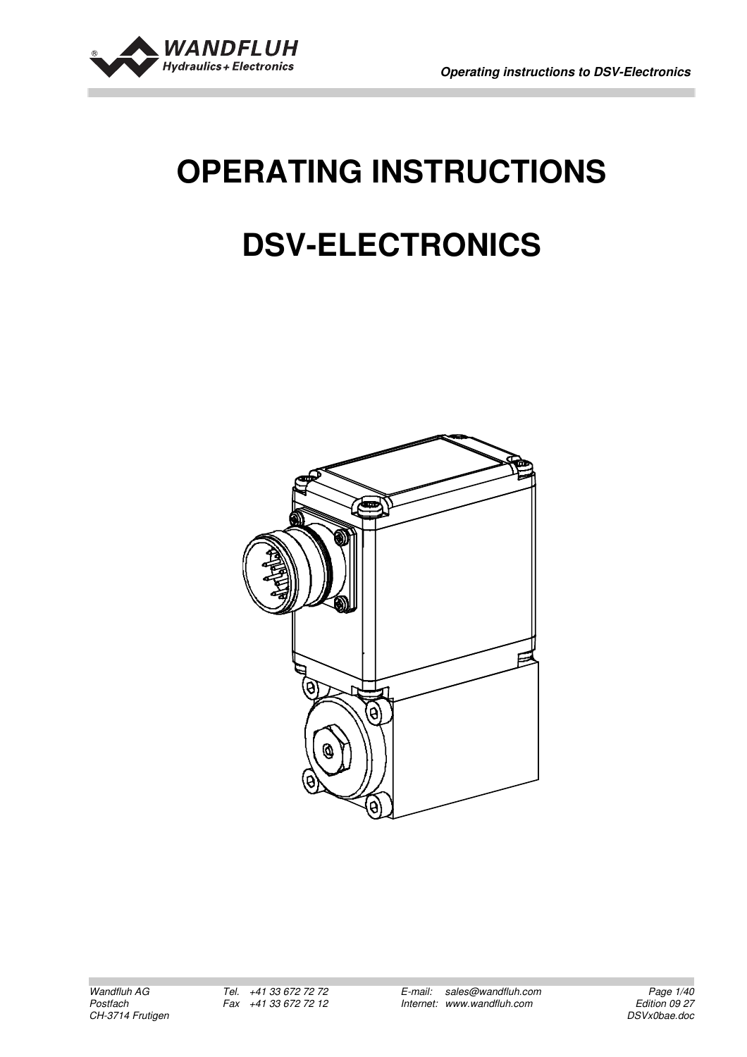# OPERATING INSTRUCTIONS

# DSV-ELECTRONICS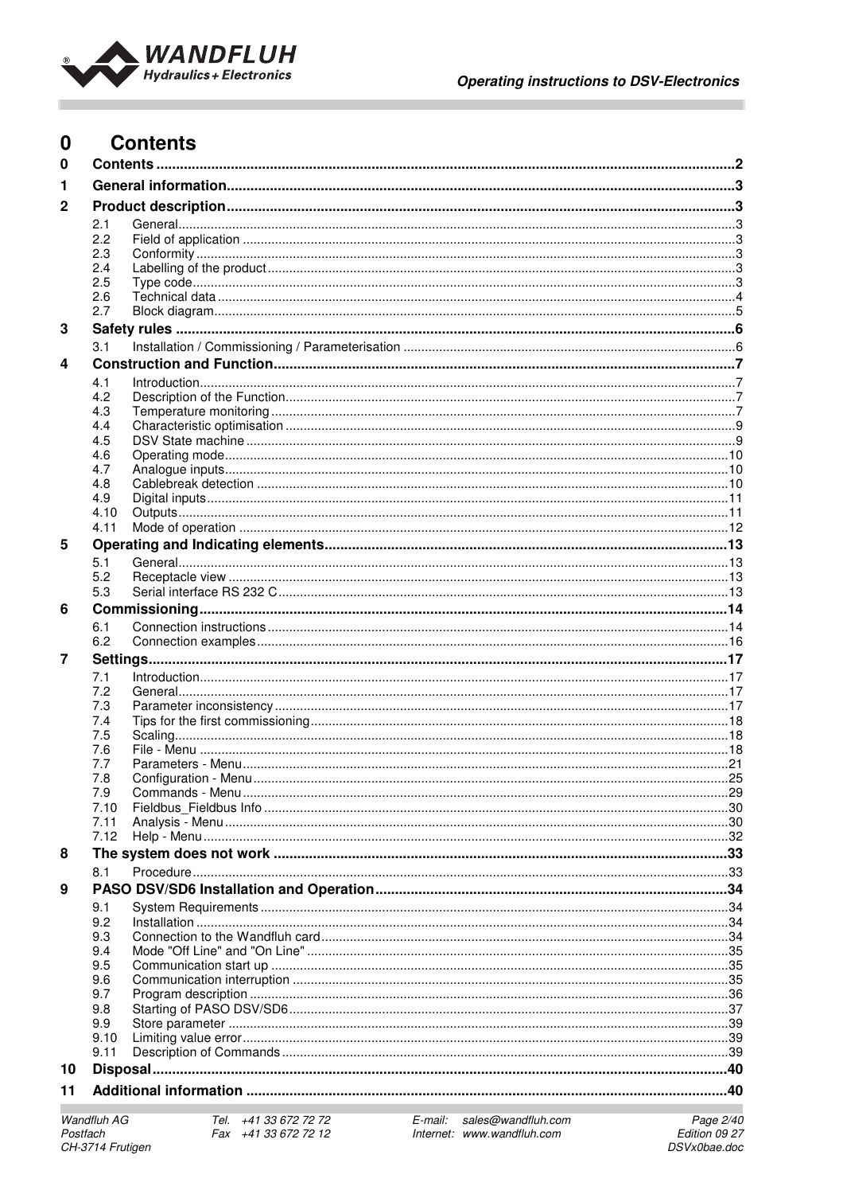# 0 Contents

| | | |
|---|---|---|
| **0** | **Contents** | **2** |
| **1** | **General information** | **3** |
| **2** | **Product description** | **3** |
| 2.1 | General | 3 |
| 2.2 | Field of application | 3 |
| 2.3 | Conformity | 3 |
| 2.4 | Labelling of the product | 3 |
| 2.5 | Type code | 3 |
| 2.6 | Technical data | 4 |
| 2.7 | Block diagram | 5 |
| **3** | **Safety rules** | **6** |
| 3.1 | Installation / Commissioning / Parameterisation | 6 |
| **4** | **Construction and Function** | **7** |
| 4.1 | Introduction | 7 |
| 4.2 | Description of the Function | 7 |
| 4.3 | Temperature monitoring | 7 |
| 4.4 | Characteristic optimisation | 9 |
| 4.5 | DSV State machine | 9 |
| 4.6 | Operating mode | 10 |
| 4.7 | Analogue inputs | 10 |
| 4.8 | Cablebreak detection | 10 |
| 4.9 | Digital inputs | 11 |
| 4.10 | Outputs | 11 |
| 4.11 | Mode of operation | 12 |
| **5** | **Operating and Indicating elements** | **13** |
| 5.1 | General | 13 |
| 5.2 | Receptacle view | 13 |
| 5.3 | Serial interface RS 232 C | 13 |
| **6** | **Commissioning** | **14** |
| 6.1 | Connection instructions | 14 |
| 6.2 | Connection examples | 16 |
| **7** | **Settings** | **17** |
| 7.1 | Introduction | 17 |
| 7.2 | General | 17 |
| 7.3 | Parameter inconsistency | 17 |
| 7.4 | Tips for the first commissioning | 18 |
| 7.5 | Scaling | 18 |
| 7.6 | File - Menu | 18 |
| 7.7 | Parameters - Menu | 21 |
| 7.8 | Configuration - Menu | 25 |
| 7.9 | Commands - Menu | 29 |
| 7.10 | Fieldbus_Fieldbus Info | 30 |
| 7.11 | Analysis - Menu | 30 |
| 7.12 | Help - Menu | 32 |
| **8** | **The system does not work** | **33** |
| 8.1 | Procedure | 33 |
| **9** | **PASO DSV/SD6 Installation and Operation** | **34** |
| 9.1 | System Requirements | 34 |
| 9.2 | Installation | 34 |
| 9.3 | Connection to the Wandfluh card | 34 |
| 9.4 | Mode "Off Line" and "On Line" | 35 |
| 9.5 | Communication start up | 35 |
| 9.6 | Communication interruption | 35 |
| 9.7 | Program description | 36 |
| 9.8 | Starting of PASO DSV/SD6 | 37 |
| 9.9 | Store parameter | 39 |
| 9.10 | Limiting value error | 39 |
| 9.11 | Description of Commands | 39 |
| **10** | **Disposal** | **40** |
| **11** | **Additional information** | **40** |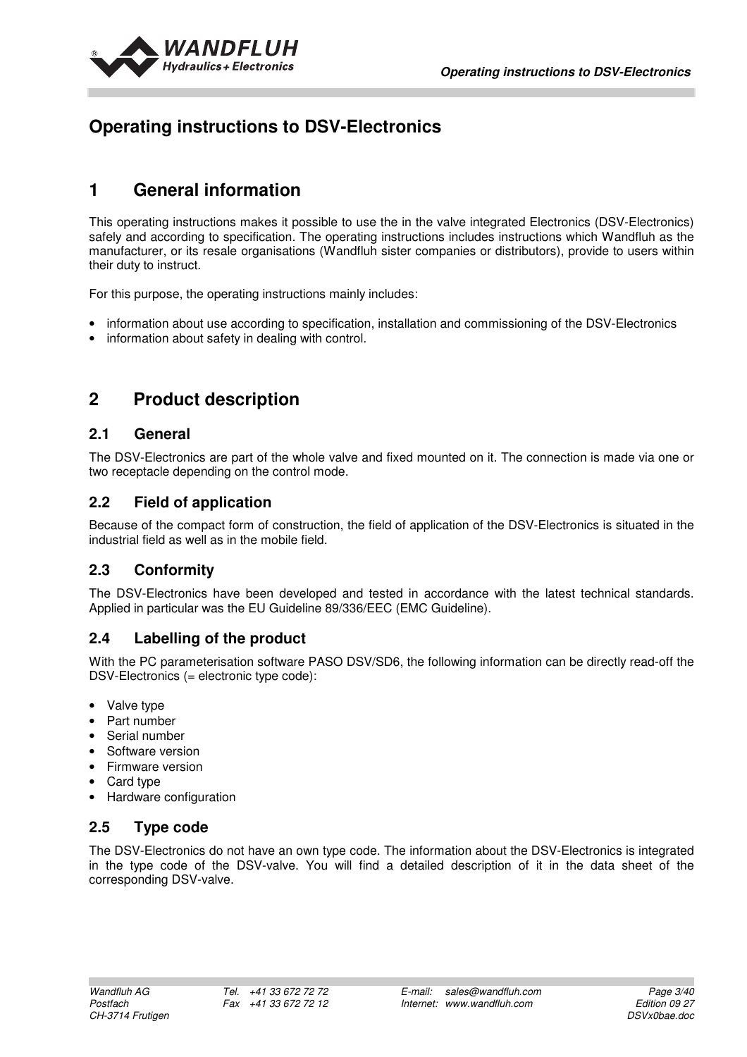# Operating instructions to DSV-Electronics

## 1 General information

This operating instructions makes it possible to use the in the valve integrated Electronics (DSV-Electronics) safely and according to specification. The operating instructions includes instructions which Wandfluh as the manufacturer, or its resale organisations (Wandfluh sister companies or distributors), provide to users within their duty to instruct.

For this purpose, the operating instructions mainly includes:

- information about use according to specification, installation and commissioning of the DSV-Electronics
- information about safety in dealing with control.

## 2 Product description

### 2.1 General

The DSV-Electronics are part of the whole valve and fixed mounted on it. The connection is made via one or two receptacle depending on the control mode.

### 2.2 Field of application

Because of the compact form of construction, the field of application of the DSV-Electronics is situated in the industrial field as well as in the mobile field.

### 2.3 Conformity

The DSV-Electronics have been developed and tested in accordance with the latest technical standards. Applied in particular was the EU Guideline 89/336/EEC (EMC Guideline).

### 2.4 Labelling of the product

With the PC parameterisation software PASO DSV/SD6, the following information can be directly read-off the DSV-Electronics (= electronic type code):

- Valve type
- Part number
- Serial number
- Software version
- Firmware version
- Card type
- Hardware configuration

### 2.5 Type code

The DSV-Electronics do not have an own type code. The information about the DSV-Electronics is integrated in the type code of the DSV-valve. You will find a detailed description of it in the data sheet of the corresponding DSV-valve.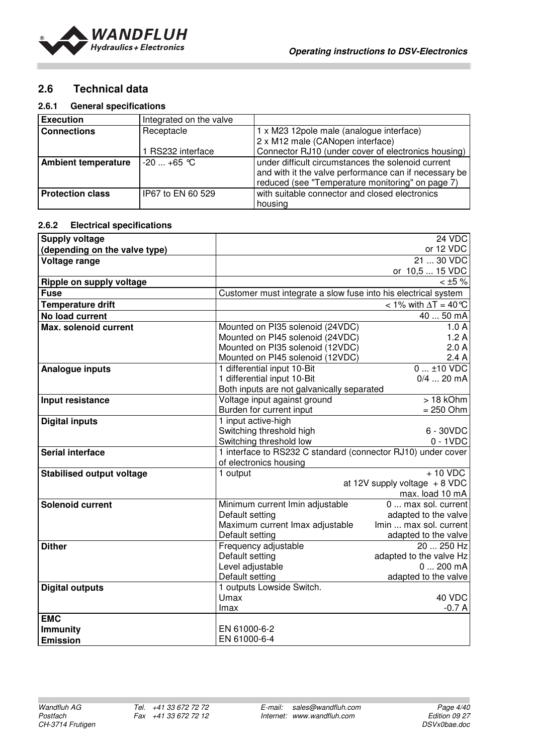## 2.6 Technical data

### 2.6.1 General specifications

| **Execution** | Integrated on the valve | |
|---|---|---|
| **Connections** | Receptacle<br><br>1 RS232 interface | 1 x M23 12pole male (analogue interface)<br>2 x M12 male (CANopen interface)<br>Connector RJ10 (under cover of electronics housing) |
| **Ambient temperature** | -20 ... +65 °C | under difficult circumstances the solenoid current and with it the valve performance can if necessary be reduced (see "Temperature monitoring" on page 7) |
| **Protection class** | IP67 to EN 60 529 | with suitable connector and closed electronics housing |

### 2.6.2 Electrical specifications

| **Supply voltage (depending on the valve type)** | | 24 VDC<br>or 12 VDC |
|---|---|---|
| **Voltage range** | | 21 ... 30 VDC<br>or 10,5 ... 15 VDC |
| **Ripple on supply voltage** | | < ±5 % |
| **Fuse** | Customer must integrate a slow fuse into his electrical system | |
| **Temperature drift** | | < 1% with ΔT = 40 °C |
| **No load current** | | 40 ... 50 mA |
| **Max. solenoid current** | Mounted on PI35 solenoid (24VDC)<br>Mounted on PI45 solenoid (24VDC)<br>Mounted on PI35 solenoid (12VDC)<br>Mounted on PI45 solenoid (12VDC) | 1.0 A<br>1.2 A<br>2.0 A<br>2.4 A |
| **Analogue inputs** | 1 differential input 10-Bit<br>1 differential input 10-Bit<br>Both inputs are not galvanically separated | 0 ... ±10 VDC<br>0/4 ... 20 mA |
| **Input resistance** | Voltage input against ground<br>Burden for current input | > 18 kOhm<br>= 250 Ohm |
| **Digital inputs** | 1 input active-high<br>Switching threshold high<br>Switching threshold low | <br>6 - 30VDC<br>0 - 1VDC |
| **Serial interface** | 1 interface to RS232 C standard (connector RJ10) under cover of electronics housing | |
| **Stabilised output voltage** | 1 output<br>at 12V supply voltage | + 10 VDC<br>+ 8 VDC<br>max. load 10 mA |
| **Solenoid current** | Minimum current Imin adjustable<br>Default setting<br>Maximum current Imax adjustable<br>Default setting | 0 ... max sol. current<br>adapted to the valve<br>Imin ... max sol. current<br>adapted to the valve |
| **Dither** | Frequency adjustable<br>Default setting<br>Level adjustable<br>Default setting | 20 ... 250 Hz<br>adapted to the valve Hz<br>0 ... 200 mA<br>adapted to the valve |
| **Digital outputs** | 1 outputs Lowside Switch.<br>Umax<br>Imax | <br>40 VDC<br>-0.7 A |
| **EMC**<br>**Immunity**<br>**Emission** | <br>EN 61000-6-2<br>EN 61000-6-4 | |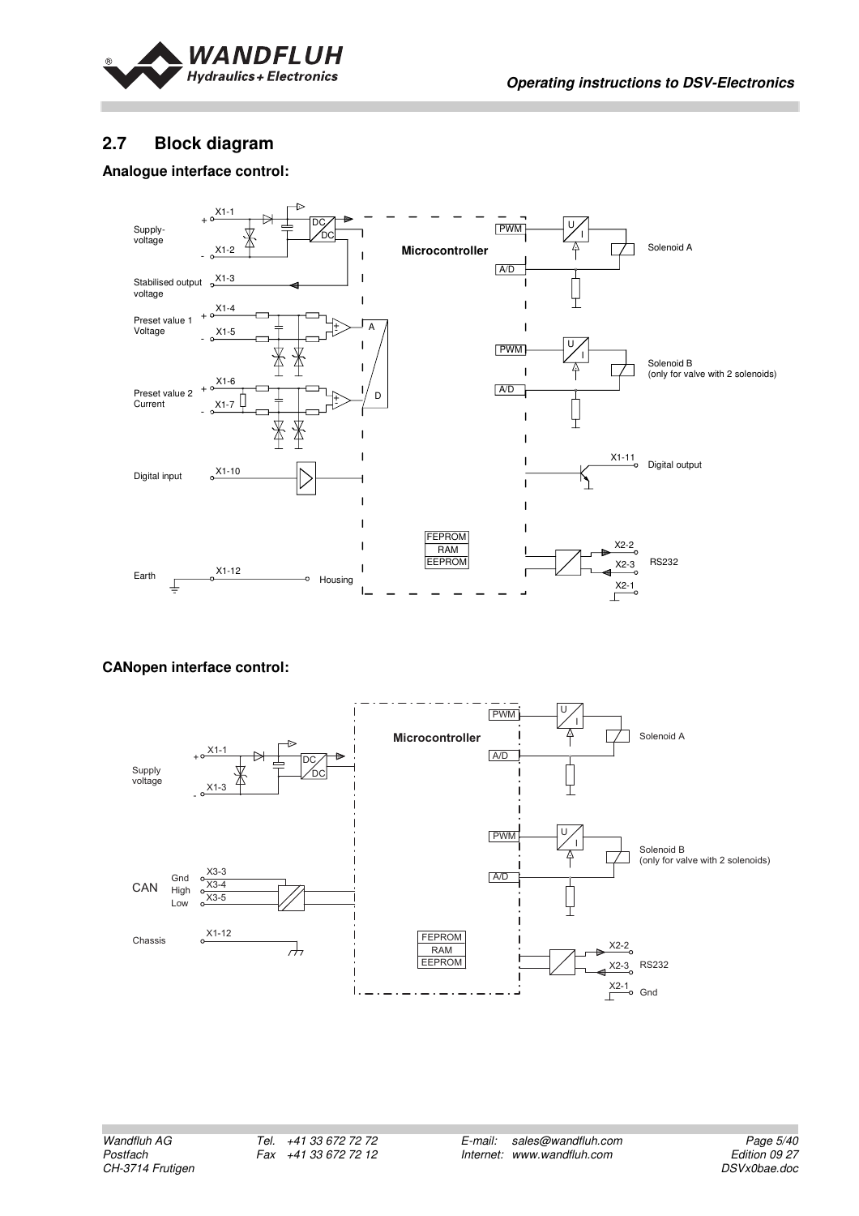## 2.7 Block diagram

**Analogue interface control:**

Supply-voltage + X1-1, - X1-2

Stabilised output voltage X1-3

Preset value 1 Voltage + X1-4, - X1-5

Preset value 2 Current + X1-6, - X1-7

Digital input X1-10

Earth X1-12 Housing

DC/DC

Microcontroller

A/D

PWM, A/D — U/I — Solenoid A

PWM, A/D — U/I — Solenoid B (only for valve with 2 solenoids)

X1-11 Digital output

FEPROM, RAM, EEPROM

X2-2, X2-3, X2-1 RS232

**CANopen interface control:**

Supply voltage + X1-1, - X1-3

DC/DC

Microcontroller

PWM, A/D — U/I — Solenoid A

PWM, A/D — U/I — Solenoid B (only for valve with 2 solenoids)

CAN Gnd X3-3, High X3-4, Low X3-5

Chassis X1-12

FEPROM, RAM, EEPROM

X2-2, X2-3 RS232, X2-1 Gnd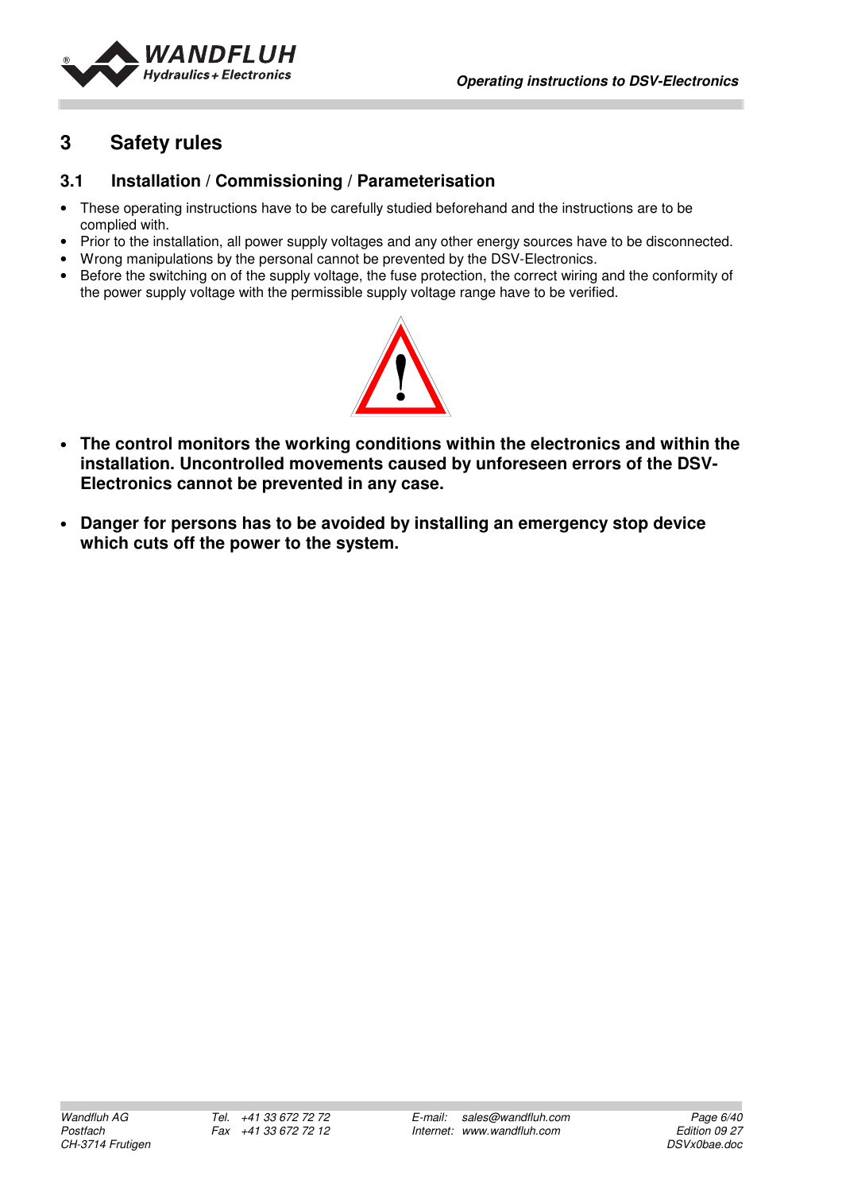# 3 Safety rules

## 3.1 Installation / Commissioning / Parameterisation

- These operating instructions have to be carefully studied beforehand and the instructions are to be complied with.
- Prior to the installation, all power supply voltages and any other energy sources have to be disconnected.
- Wrong manipulations by the personal cannot be prevented by the DSV-Electronics.
- Before the switching on of the supply voltage, the fuse protection, the correct wiring and the conformity of the power supply voltage with the permissible supply voltage range have to be verified.

- **The control monitors the working conditions within the electronics and within the installation. Uncontrolled movements caused by unforeseen errors of the DSV-Electronics cannot be prevented in any case.**

- **Danger for persons has to be avoided by installing an emergency stop device which cuts off the power to the system.**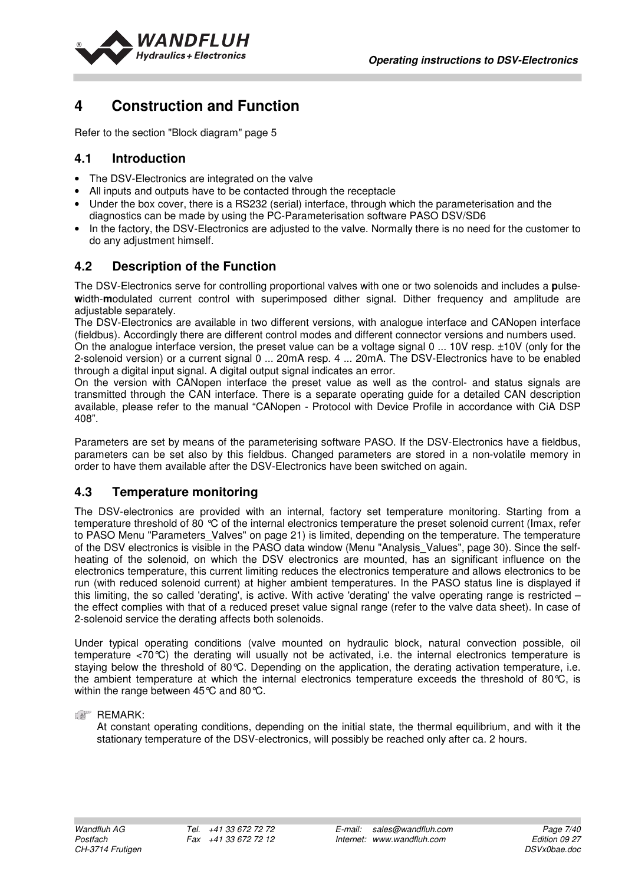# 4 Construction and Function

Refer to the section "Block diagram" page 5

## 4.1 Introduction

- The DSV-Electronics are integrated on the valve
- All inputs and outputs have to be contacted through the receptacle
- Under the box cover, there is a RS232 (serial) interface, through which the parameterisation and the diagnostics can be made by using the PC-Parameterisation software PASO DSV/SD6
- In the factory, the DSV-Electronics are adjusted to the valve. Normally there is no need for the customer to do any adjustment himself.

## 4.2 Description of the Function

The DSV-Electronics serve for controlling proportional valves with one or two solenoids and includes a **p**ulse-**w**idth-**m**odulated current control with superimposed dither signal. Dither frequency and amplitude are adjustable separately.

The DSV-Electronics are available in two different versions, with analogue interface and CANopen interface (fieldbus). Accordingly there are different control modes and different connector versions and numbers used.

On the analogue interface version, the preset value can be a voltage signal 0 ... 10V resp. ±10V (only for the 2-solenoid version) or a current signal 0 ... 20mA resp. 4 ... 20mA. The DSV-Electronics have to be enabled through a digital input signal. A digital output signal indicates an error.

On the version with CANopen interface the preset value as well as the control- and status signals are transmitted through the CAN interface. There is a separate operating guide for a detailed CAN description available, please refer to the manual "CANopen - Protocol with Device Profile in accordance with CiA DSP 408".

Parameters are set by means of the parameterising software PASO. If the DSV-Electronics have a fieldbus, parameters can be set also by this fieldbus. Changed parameters are stored in a non-volatile memory in order to have them available after the DSV-Electronics have been switched on again.

## 4.3 Temperature monitoring

The DSV-electronics are provided with an internal, factory set temperature monitoring. Starting from a temperature threshold of 80 °C of the internal electronics temperature the preset solenoid current (Imax, refer to PASO Menu "Parameters_Valves" on page 21) is limited, depending on the temperature. The temperature of the DSV electronics is visible in the PASO data window (Menu "Analysis_Values", page 30). Since the self-heating of the solenoid, on which the DSV electronics are mounted, has an significant influence on the electronics temperature, this current limiting reduces the electronics temperature and allows electronics to be run (with reduced solenoid current) at higher ambient temperatures. In the PASO status line is displayed if this limiting, the so called 'derating', is active. With active 'derating' the valve operating range is restricted – the effect complies with that of a reduced preset value signal range (refer to the valve data sheet). In case of 2-solenoid service the derating affects both solenoids.

Under typical operating conditions (valve mounted on hydraulic block, natural convection possible, oil temperature <70°C) the derating will usually not be activated, i.e. the internal electronics temperature is staying below the threshold of 80°C. Depending on the application, the derating activation temperature, i.e. the ambient temperature at which the internal electronics temperature exceeds the threshold of 80°C, is within the range between 45°C and 80°C.

☞ REMARK:

At constant operating conditions, depending on the initial state, the thermal equilibrium, and with it the stationary temperature of the DSV-electronics, will possibly be reached only after ca. 2 hours.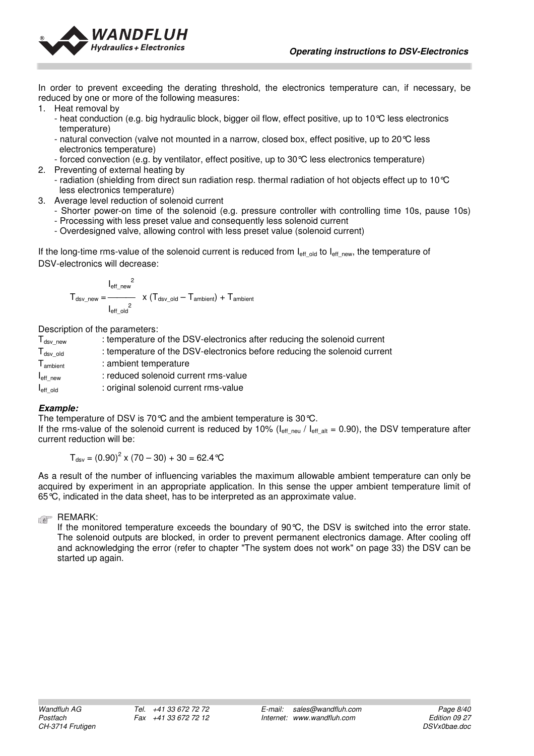In order to prevent exceeding the derating threshold, the electronics temperature can, if necessary, be reduced by one or more of the following measures:

1. Heat removal by
   - heat conduction (e.g. big hydraulic block, bigger oil flow, effect positive, up to 10°C less electronics temperature)
   - natural convection (valve not mounted in a narrow, closed box, effect positive, up to 20°C less electronics temperature)
   - forced convection (e.g. by ventilator, effect positive, up to 30°C less electronics temperature)
2. Preventing of external heating by
   - radiation (shielding from direct sun radiation resp. thermal radiation of hot objects effect up to 10°C less electronics temperature)
3. Average level reduction of solenoid current
   - Shorter power-on time of the solenoid (e.g. pressure controller with controlling time 10s, pause 10s)
   - Processing with less preset value and consequently less solenoid current
   - Overdesigned valve, allowing control with less preset value (solenoid current)

If the long-time rms-value of the solenoid current is reduced from $I_{eff\_old}$ to $I_{eff\_new}$, the temperature of DSV-electronics will decrease:

$$T_{dsv\_new} = \frac{I_{eff\_new}^{2}}{I_{eff\_old}^{2}} \times (T_{dsv\_old} - T_{ambient}) + T_{ambient}$$

Description of the parameters:

| | |
|---|---|
| $T_{dsv\_new}$ | : temperature of the DSV-electronics after reducing the solenoid current |
| $T_{dsv\_old}$ | : temperature of the DSV-electronics before reducing the solenoid current |
| $T_{ambient}$ | : ambient temperature |
| $I_{eff\_new}$ | : reduced solenoid current rms-value |
| $I_{eff\_old}$ | : original solenoid current rms-value |

***Example:***

The temperature of DSV is 70°C and the ambient temperature is 30°C.
If the rms-value of the solenoid current is reduced by 10% ($I_{eff\_neu}$ / $I_{eff\_alt}$ = 0.90), the DSV temperature after current reduction will be:

$$T_{dsv} = (0.90)^{2} \times (70 - 30) + 30 = 62.4°C$$

As a result of the number of influencing variables the maximum allowable ambient temperature can only be acquired by experiment in an appropriate application. In this sense the upper ambient temperature limit of 65°C, indicated in the data sheet, has to be interpreted as an approximate value.

REMARK:
If the monitored temperature exceeds the boundary of 90°C, the DSV is switched into the error state. The solenoid outputs are blocked, in order to prevent permanent electronics damage. After cooling off and acknowledging the error (refer to chapter "The system does not work" on page 33) the DSV can be started up again.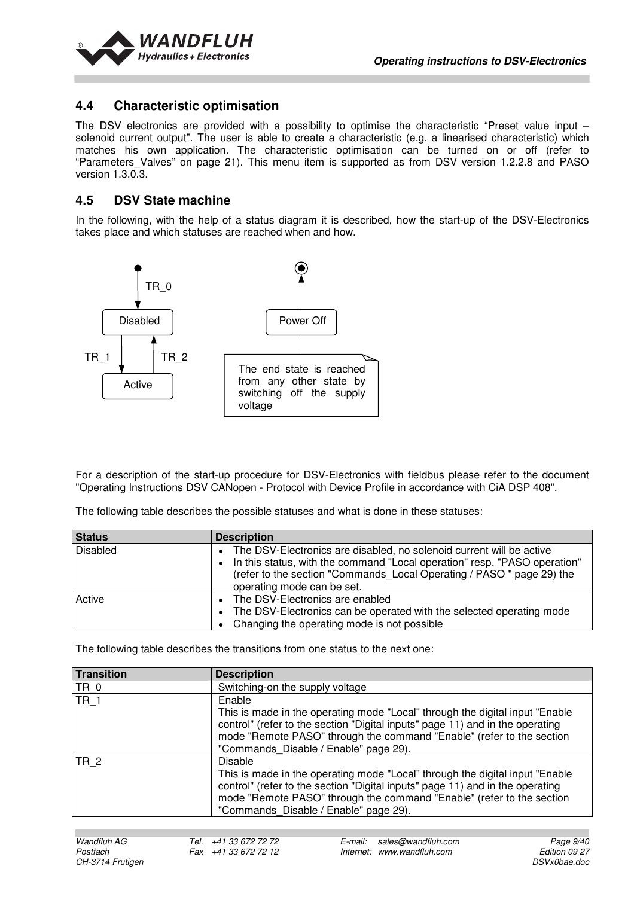## 4.4 Characteristic optimisation

The DSV electronics are provided with a possibility to optimise the characteristic "Preset value input – solenoid current output". The user is able to create a characteristic (e.g. a linearised characteristic) which matches his own application. The characteristic optimisation can be turned on or off (refer to "Parameters_Valves" on page 21). This menu item is supported as from DSV version 1.2.2.8 and PASO version 1.3.0.3.

## 4.5 DSV State machine

In the following, with the help of a status diagram it is described, how the start-up of the DSV-Electronics takes place and which statuses are reached when and how.

TR_0

Disabled

TR_1 TR_2

Active

Power Off

The end state is reached from any other state by switching off the supply voltage

For a description of the start-up procedure for DSV-Electronics with fieldbus please refer to the document "Operating Instructions DSV CANopen - Protocol with Device Profile in accordance with CiA DSP 408".

The following table describes the possible statuses and what is done in these statuses:

| Status | Description |
|---|---|
| Disabled | • The DSV-Electronics are disabled, no solenoid current will be active<br>• In this status, with the command "Local operation" resp. "PASO operation" (refer to the section "Commands_Local Operating / PASO " page 29) the operating mode can be set. |
| Active | • The DSV-Electronics are enabled<br>• The DSV-Electronics can be operated with the selected operating mode<br>• Changing the operating mode is not possible |

The following table describes the transitions from one status to the next one:

| Transition | Description |
|---|---|
| TR_0 | Switching-on the supply voltage |
| TR_1 | Enable<br>This is made in the operating mode "Local" through the digital input "Enable control" (refer to the section "Digital inputs" page 11) and in the operating mode "Remote PASO" through the command "Enable" (refer to the section "Commands_Disable / Enable" page 29). |
| TR_2 | Disable<br>This is made in the operating mode "Local" through the digital input "Enable control" (refer to the section "Digital inputs" page 11) and in the operating mode "Remote PASO" through the command "Enable" (refer to the section "Commands_Disable / Enable" page 29). |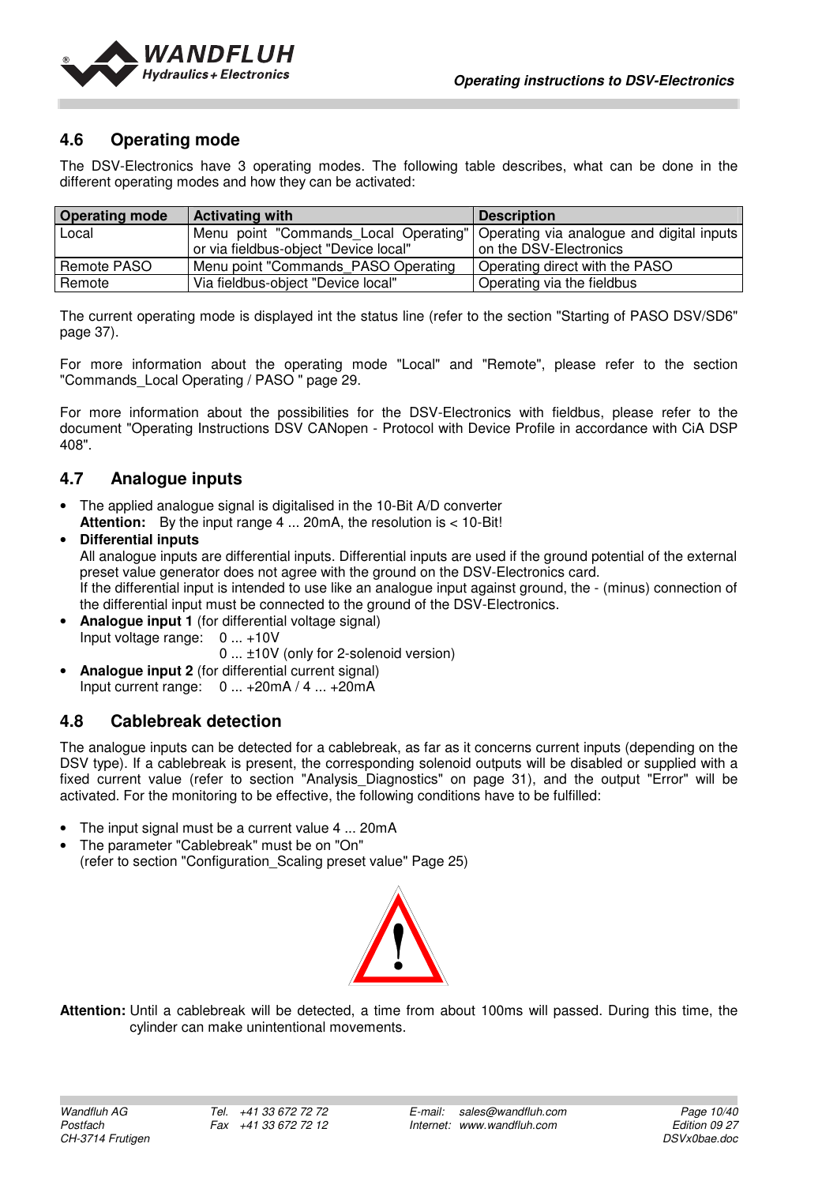## 4.6 Operating mode

The DSV-Electronics have 3 operating modes. The following table describes, what can be done in the different operating modes and how they can be activated:

| Operating mode | Activating with | Description |
|---|---|---|
| Local | Menu point "Commands_Local Operating" or via fieldbus-object "Device local" | Operating via analogue and digital inputs on the DSV-Electronics |
| Remote PASO | Menu point "Commands_PASO Operating | Operating direct with the PASO |
| Remote | Via fieldbus-object "Device local" | Operating via the fieldbus |

The current operating mode is displayed int the status line (refer to the section "Starting of PASO DSV/SD6" page 37).

For more information about the operating mode "Local" and "Remote", please refer to the section "Commands_Local Operating / PASO " page 29.

For more information about the possibilities for the DSV-Electronics with fieldbus, please refer to the document "Operating Instructions DSV CANopen - Protocol with Device Profile in accordance with CiA DSP 408".

## 4.7 Analogue inputs

- The applied analogue signal is digitalised in the 10-Bit A/D converter
  **Attention:** By the input range 4 ... 20mA, the resolution is < 10-Bit!
- **Differential inputs**
  All analogue inputs are differential inputs. Differential inputs are used if the ground potential of the external preset value generator does not agree with the ground on the DSV-Electronics card.
  If the differential input is intended to use like an analogue input against ground, the - (minus) connection of the differential input must be connected to the ground of the DSV-Electronics.
- **Analogue input 1** (for differential voltage signal)
  Input voltage range: 0 ... +10V
  0 ... ±10V (only for 2-solenoid version)
- **Analogue input 2** (for differential current signal)
  Input current range: 0 ... +20mA / 4 ... +20mA

## 4.8 Cablebreak detection

The analogue inputs can be detected for a cablebreak, as far as it concerns current inputs (depending on the DSV type). If a cablebreak is present, the corresponding solenoid outputs will be disabled or supplied with a fixed current value (refer to section "Analysis_Diagnostics" on page 31), and the output "Error" will be activated. For the monitoring to be effective, the following conditions have to be fulfilled:

- The input signal must be a current value 4 ... 20mA
- The parameter "Cablebreak" must be on "On"
  (refer to section "Configuration_Scaling preset value" Page 25)

**Attention:** Until a cablebreak will be detected, a time from about 100ms will passed. During this time, the cylinder can make unintentional movements.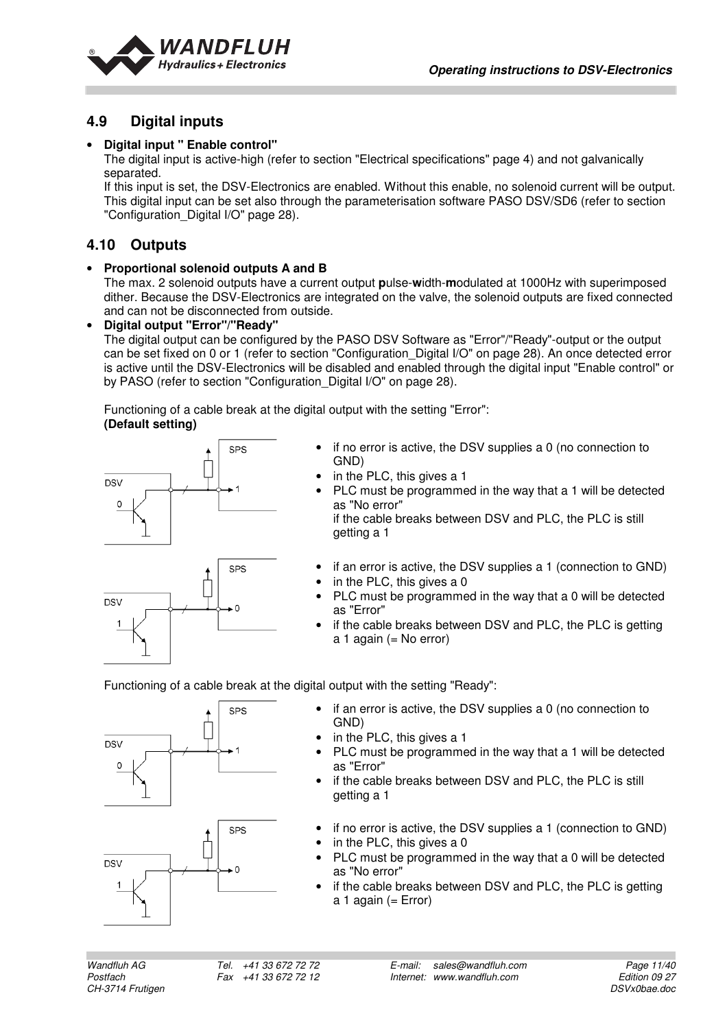## 4.9 Digital inputs

- **Digital input " Enable control"**
  The digital input is active-high (refer to section "Electrical specifications" page 4) and not galvanically separated.
  If this input is set, the DSV-Electronics are enabled. Without this enable, no solenoid current will be output. This digital input can be set also through the parameterisation software PASO DSV/SD6 (refer to section "Configuration_Digital I/O" page 28).

## 4.10 Outputs

- **Proportional solenoid outputs A and B**
  The max. 2 solenoid outputs have a current output **p**ulse-**w**idth-**m**odulated at 1000Hz with superimposed dither. Because the DSV-Electronics are integrated on the valve, the solenoid outputs are fixed connected and can not be disconnected from outside.
- **Digital output "Error"/"Ready"**
  The digital output can be configured by the PASO DSV Software as "Error"/"Ready"-output or the output can be set fixed on 0 or 1 (refer to section "Configuration_Digital I/O" on page 28). An once detected error is active until the DSV-Electronics will be disabled and enabled through the digital input "Enable control" or by PASO (refer to section "Configuration_Digital I/O" on page 28).

  Functioning of a cable break at the digital output with the setting "Error":
  **(Default setting)**

  - if no error is active, the DSV supplies a 0 (no connection to GND)
  - in the PLC, this gives a 1
  - PLC must be programmed in the way that a 1 will be detected as "No error"
    if the cable breaks between DSV and PLC, the PLC is still getting a 1

  - if an error is active, the DSV supplies a 1 (connection to GND)
  - in the PLC, this gives a 0
  - PLC must be programmed in the way that a 0 will be detected as "Error"
  - if the cable breaks between DSV and PLC, the PLC is getting a 1 again (= No error)

  Functioning of a cable break at the digital output with the setting "Ready":

  - if an error is active, the DSV supplies a 0 (no connection to GND)
  - in the PLC, this gives a 1
  - PLC must be programmed in the way that a 1 will be detected as "Error"
  - if the cable breaks between DSV and PLC, the PLC is still getting a 1

  - if no error is active, the DSV supplies a 1 (connection to GND)
  - in the PLC, this gives a 0
  - PLC must be programmed in the way that a 0 will be detected as "No error"
  - if the cable breaks between DSV and PLC, the PLC is getting a 1 again (= Error)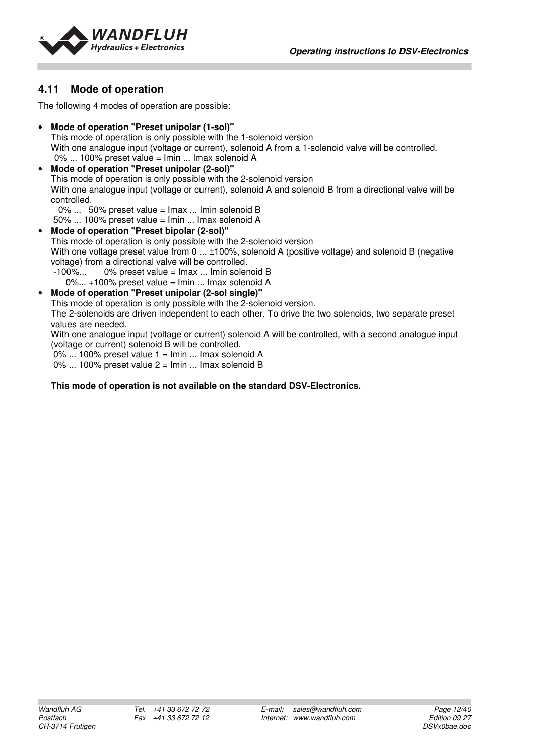## 4.11 Mode of operation

The following 4 modes of operation are possible:

- **Mode of operation "Preset unipolar (1-sol)"**
  This mode of operation is only possible with the 1-solenoid version
  With one analogue input (voltage or current), solenoid A from a 1-solenoid valve will be controlled.
  0% ... 100% preset value = Imin ... Imax solenoid A
- **Mode of operation "Preset unipolar (2-sol)"**
  This mode of operation is only possible with the 2-solenoid version
  With one analogue input (voltage or current), solenoid A and solenoid B from a directional valve will be controlled.
  0% ... 50% preset value = Imax ... Imin solenoid B
  50% ... 100% preset value = Imin ... Imax solenoid A
- **Mode of operation "Preset bipolar (2-sol)"**
  This mode of operation is only possible with the 2-solenoid version
  With one voltage preset value from 0 ... ±100%, solenoid A (positive voltage) and solenoid B (negative voltage) from a directional valve will be controlled.
  -100%... 0% preset value = Imax ... Imin solenoid B
  0%... +100% preset value = Imin ... Imax solenoid A
- **Mode of operation "Preset unipolar (2-sol single)"**
  This mode of operation is only possible with the 2-solenoid version.
  The 2-solenoids are driven independent to each other. To drive the two solenoids, two separate preset values are needed.
  With one analogue input (voltage or current) solenoid A will be controlled, with a second analogue input (voltage or current) solenoid B will be controlled.
  0% ... 100% preset value 1 = Imin ... Imax solenoid A
  0% ... 100% preset value 2 = Imin ... Imax solenoid B

  **This mode of operation is not available on the standard DSV-Electronics.**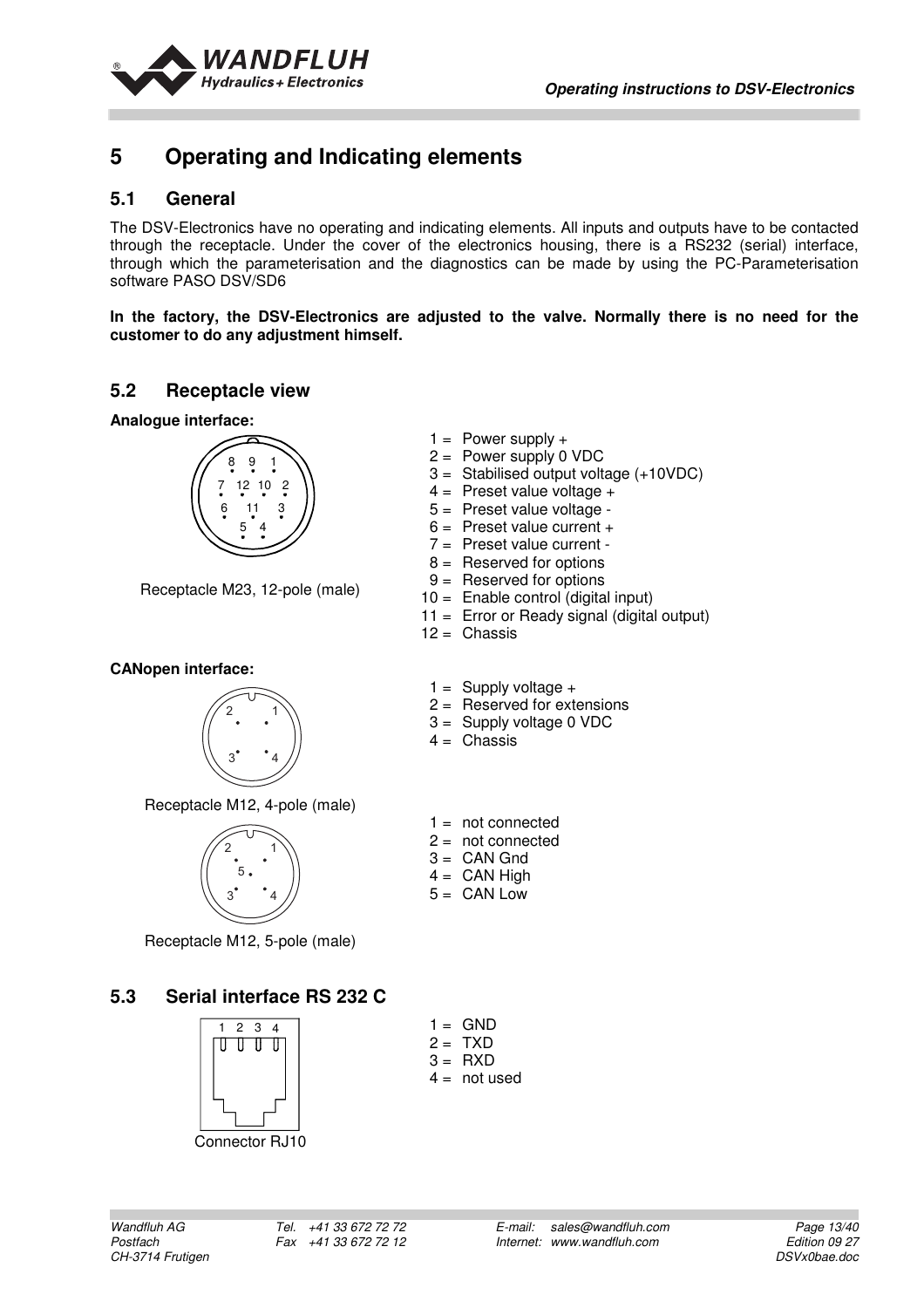// Page 13 of 40 — document id adad4fc76e46

# 5 Operating and Indicating elements

## 5.1 General

The DSV-Electronics have no operating and indicating elements. All inputs and outputs have to be contacted through the receptacle. Under the cover of the electronics housing, there is a RS232 (serial) interface, through which the parameterisation and the diagnostics can be made by using the PC-Parameterisation software PASO DSV/SD6

**In the factory, the DSV-Electronics are adjusted to the valve. Normally there is no need for the customer to do any adjustment himself.**

## 5.2 Receptacle view

**Analogue interface:**

Receptacle M23, 12-pole (male)

1 = Power supply +
2 = Power supply 0 VDC
3 = Stabilised output voltage (+10VDC)
4 = Preset value voltage +
5 = Preset value voltage -
6 = Preset value current +
7 = Preset value current -
8 = Reserved for options
9 = Reserved for options
10 = Enable control (digital input)
11 = Error or Ready signal (digital output)
12 = Chassis

**CANopen interface:**

Receptacle M12, 4-pole (male)

1 = Supply voltage +
2 = Reserved for extensions
3 = Supply voltage 0 VDC
4 = Chassis

Receptacle M12, 5-pole (male)

1 = not connected
2 = not connected
3 = CAN Gnd
4 = CAN High
5 = CAN Low

## 5.3 Serial interface RS 232 C

Connector RJ10

1 = GND
2 = TXD
3 = RXD
4 = not used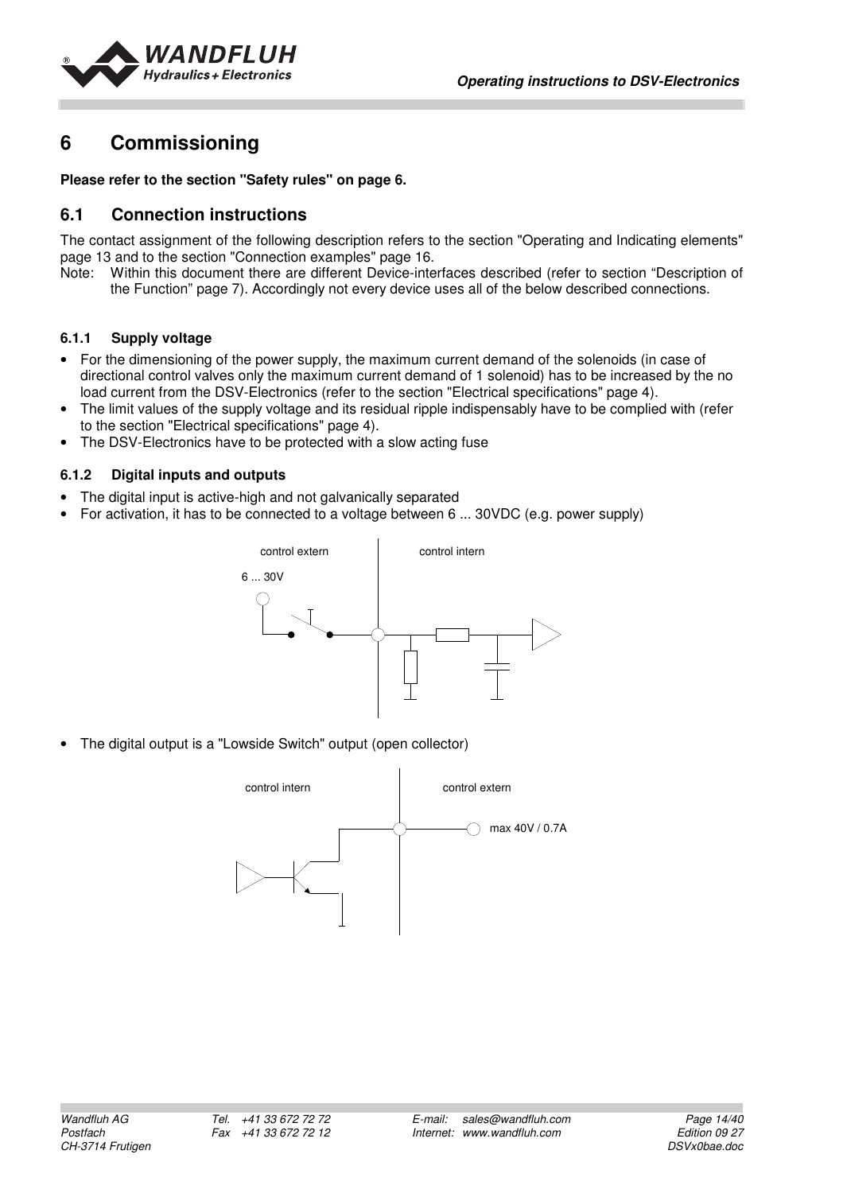# 6 Commissioning

**Please refer to the section "Safety rules" on page 6.**

## 6.1 Connection instructions

The contact assignment of the following description refers to the section "Operating and Indicating elements" page 13 and to the section "Connection examples" page 16.

Note: Within this document there are different Device-interfaces described (refer to section "Description of the Function" page 7). Accordingly not every device uses all of the below described connections.

### 6.1.1 Supply voltage

- For the dimensioning of the power supply, the maximum current demand of the solenoids (in case of directional control valves only the maximum current demand of 1 solenoid) has to be increased by the no load current from the DSV-Electronics (refer to the section "Electrical specifications" page 4).
- The limit values of the supply voltage and its residual ripple indispensably have to be complied with (refer to the section "Electrical specifications" page 4).
- The DSV-Electronics have to be protected with a slow acting fuse

### 6.1.2 Digital inputs and outputs

- The digital input is active-high and not galvanically separated
- For activation, it has to be connected to a voltage between 6 ... 30VDC (e.g. power supply)

control extern | control intern

6 ... 30V

- The digital output is a "Lowside Switch" output (open collector)

control intern | control extern

max 40V / 0.7A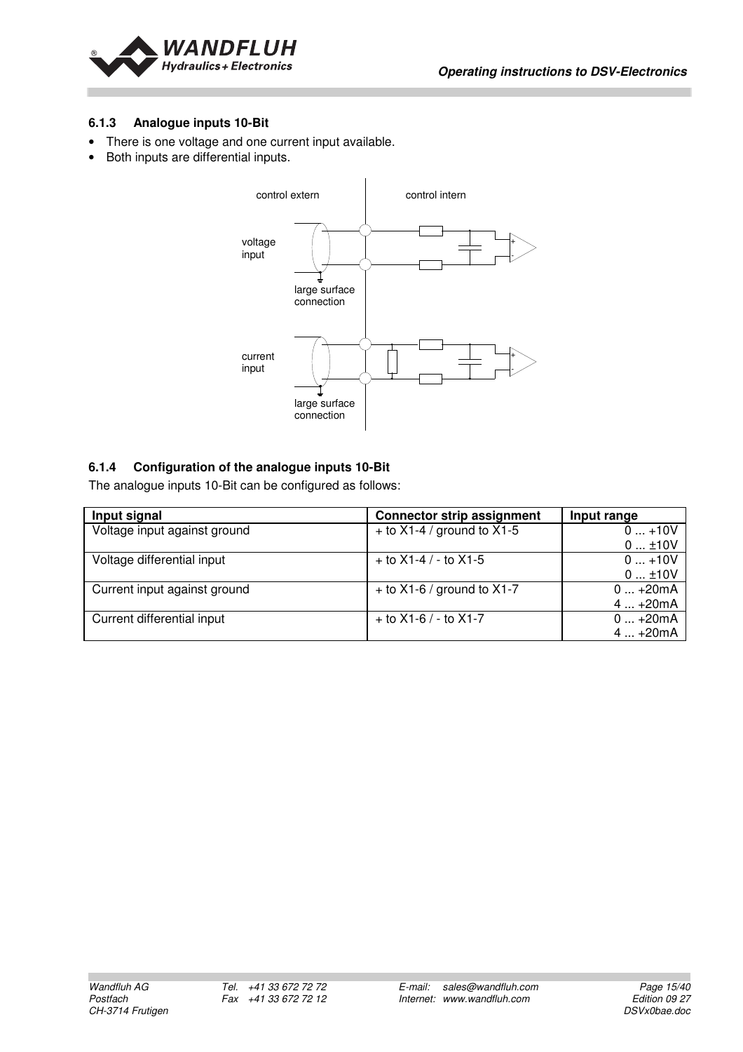### 6.1.3 Analogue inputs 10-Bit

- There is one voltage and one current input available.
- Both inputs are differential inputs.

### 6.1.4 Configuration of the analogue inputs 10-Bit

The analogue inputs 10-Bit can be configured as follows:

| Input signal | Connector strip assignment | Input range |
|---|---|---|
| Voltage input against ground | + to X1-4 / ground to X1-5 | 0 ... +10V<br>0 ... ±10V |
| Voltage differential input | + to X1-4 / - to X1-5 | 0 ... +10V<br>0 ... ±10V |
| Current input against ground | + to X1-6 / ground to X1-7 | 0 ... +20mA<br>4 ... +20mA |
| Current differential input | + to X1-6 / - to X1-7 | 0 ... +20mA<br>4 ... +20mA |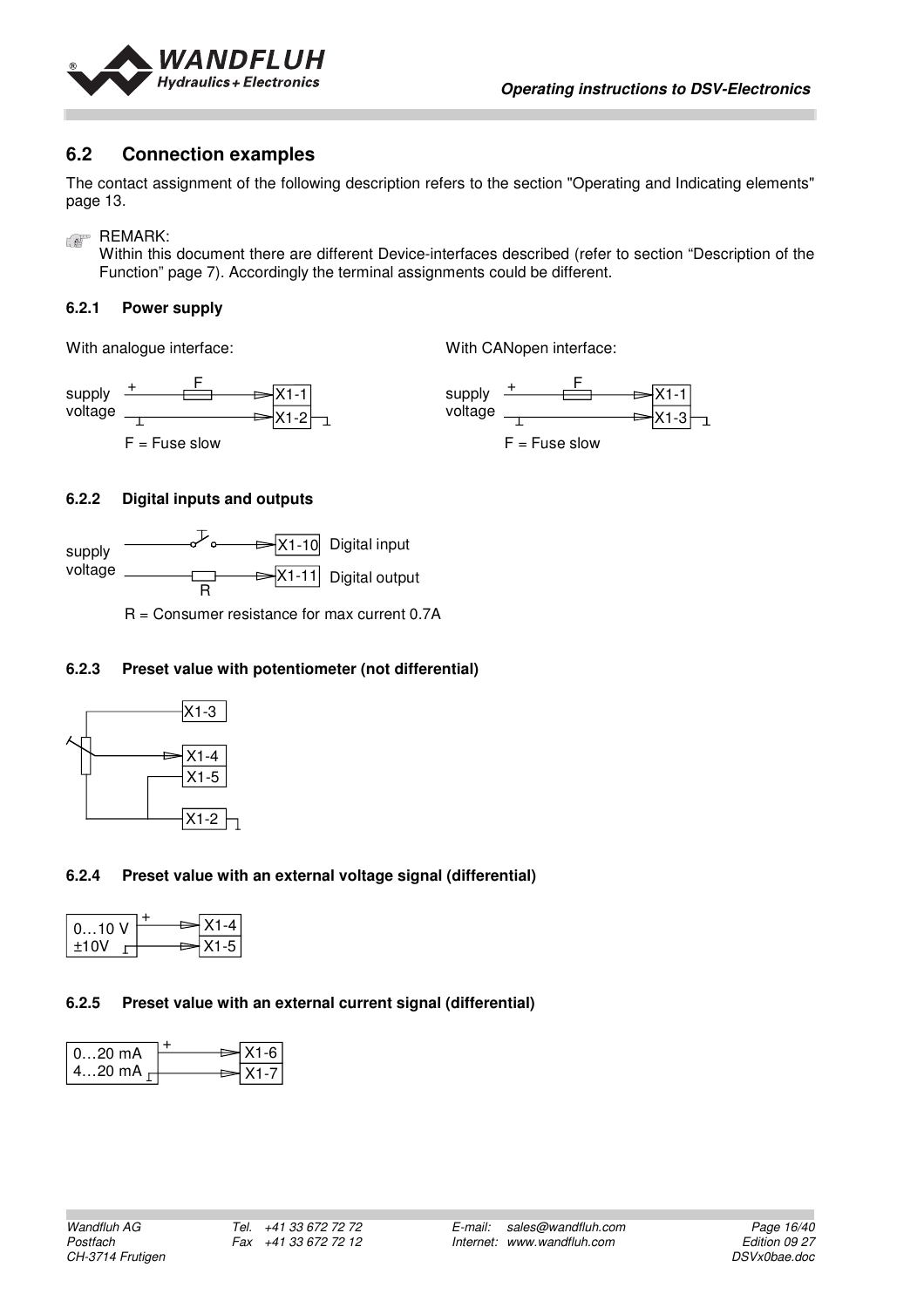## 6.2 Connection examples

The contact assignment of the following description refers to the section "Operating and Indicating elements" page 13.

REMARK:
Within this document there are different Device-interfaces described (refer to section "Description of the Function" page 7). Accordingly the terminal assignments could be different.

### 6.2.1 Power supply

With analogue interface:

supply voltage + F X1-1
X1-2

F = Fuse slow

With CANopen interface:

supply voltage + F X1-1
X1-3

F = Fuse slow

### 6.2.2 Digital inputs and outputs

supply voltage

X1-10 Digital input

X1-11 Digital output

R

R = Consumer resistance for max current 0.7A

### 6.2.3 Preset value with potentiometer (not differential)

X1-3

X1-4

X1-5

X1-2

### 6.2.4 Preset value with an external voltage signal (differential)

0…10 V
±10V

X1-4

X1-5

### 6.2.5 Preset value with an external current signal (differential)

0…20 mA
4…20 mA

X1-6

X1-7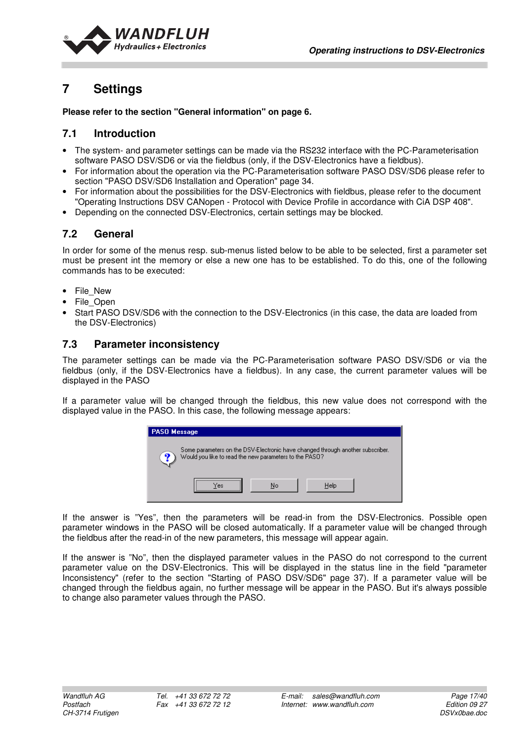# 7 Settings

**Please refer to the section "General information" on page 6.**

## 7.1 Introduction

- The system- and parameter settings can be made via the RS232 interface with the PC-Parameterisation software PASO DSV/SD6 or via the fieldbus (only, if the DSV-Electronics have a fieldbus).
- For information about the operation via the PC-Parameterisation software PASO DSV/SD6 please refer to section "PASO DSV/SD6 Installation and Operation" page 34.
- For information about the possibilities for the DSV-Electronics with fieldbus, please refer to the document "Operating Instructions DSV CANopen - Protocol with Device Profile in accordance with CiA DSP 408".
- Depending on the connected DSV-Electronics, certain settings may be blocked.

## 7.2 General

In order for some of the menus resp. sub-menus listed below to be able to be selected, first a parameter set must be present int the memory or else a new one has to be established. To do this, one of the following commands has to be executed:

- File_New
- File_Open
- Start PASO DSV/SD6 with the connection to the DSV-Electronics (in this case, the data are loaded from the DSV-Electronics)

## 7.3 Parameter inconsistency

The parameter settings can be made via the PC-Parameterisation software PASO DSV/SD6 or via the fieldbus (only, if the DSV-Electronics have a fieldbus). In any case, the current parameter values will be displayed in the PASO

If a parameter value will be changed through the fieldbus, this new value does not correspond with the displayed value in the PASO. In this case, the following message appears:

**PASO Message**

Some parameters on the DSV-Electronic have changed through another subscriber.
Would you like to read the new parameters to the PASO?

Yes | No | Help

If the answer is "Yes", then the parameters will be read-in from the DSV-Electronics. Possible open parameter windows in the PASO will be closed automatically. If a parameter value will be changed through the fieldbus after the read-in of the new parameters, this message will appear again.

If the answer is "No", then the displayed parameter values in the PASO do not correspond to the current parameter value on the DSV-Electronics. This will be displayed in the status line in the field "parameter Inconsistency" (refer to the section "Starting of PASO DSV/SD6" page 37). If a parameter value will be changed through the fieldbus again, no further message will be appear in the PASO. But it's always possible to change also parameter values through the PASO.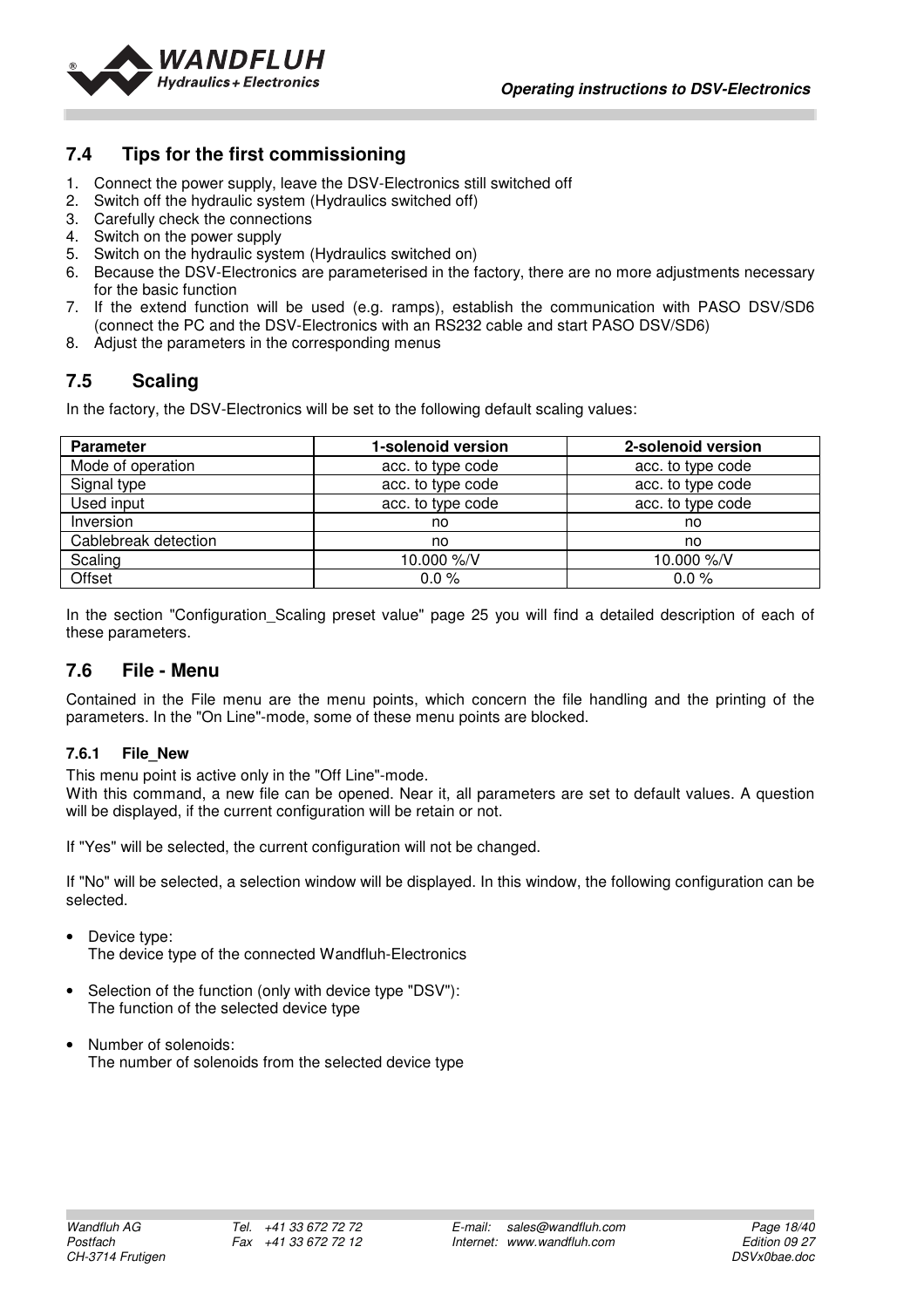## 7.4 Tips for the first commissioning

1. Connect the power supply, leave the DSV-Electronics still switched off
2. Switch off the hydraulic system (Hydraulics switched off)
3. Carefully check the connections
4. Switch on the power supply
5. Switch on the hydraulic system (Hydraulics switched on)
6. Because the DSV-Electronics are parameterised in the factory, there are no more adjustments necessary for the basic function
7. If the extend function will be used (e.g. ramps), establish the communication with PASO DSV/SD6 (connect the PC and the DSV-Electronics with an RS232 cable and start PASO DSV/SD6)
8. Adjust the parameters in the corresponding menus

## 7.5 Scaling

In the factory, the DSV-Electronics will be set to the following default scaling values:

| Parameter | 1-solenoid version | 2-solenoid version |
|---|---|---|
| Mode of operation | acc. to type code | acc. to type code |
| Signal type | acc. to type code | acc. to type code |
| Used input | acc. to type code | acc. to type code |
| Inversion | no | no |
| Cablebreak detection | no | no |
| Scaling | 10.000 %/V | 10.000 %/V |
| Offset | 0.0 % | 0.0 % |

In the section "Configuration_Scaling preset value" page 25 you will find a detailed description of each of these parameters.

## 7.6 File - Menu

Contained in the File menu are the menu points, which concern the file handling and the printing of the parameters. In the "On Line"-mode, some of these menu points are blocked.

### 7.6.1 File_New

This menu point is active only in the "Off Line"-mode.
With this command, a new file can be opened. Near it, all parameters are set to default values. A question will be displayed, if the current configuration will be retain or not.

If "Yes" will be selected, the current configuration will not be changed.

If "No" will be selected, a selection window will be displayed. In this window, the following configuration can be selected.

- Device type:
  The device type of the connected Wandfluh-Electronics
- Selection of the function (only with device type "DSV"):
  The function of the selected device type
- Number of solenoids:
  The number of solenoids from the selected device type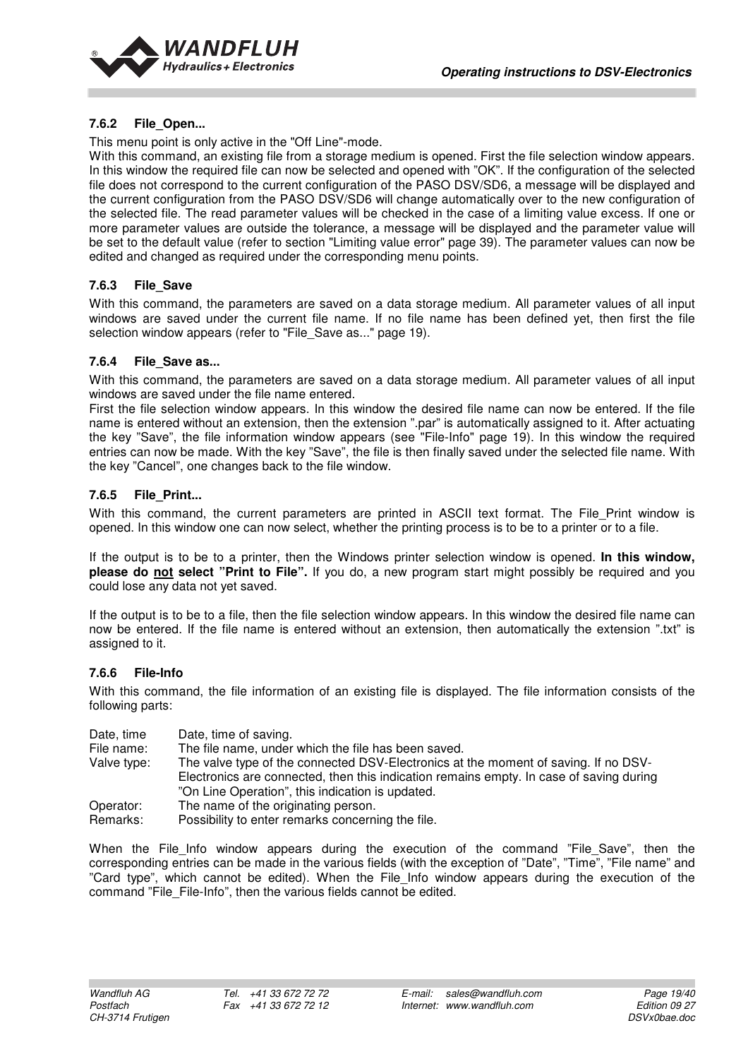### 7.6.2 File_Open...

This menu point is only active in the "Off Line"-mode.

With this command, an existing file from a storage medium is opened. First the file selection window appears. In this window the required file can now be selected and opened with "OK". If the configuration of the selected file does not correspond to the current configuration of the PASO DSV/SD6, a message will be displayed and the current configuration from the PASO DSV/SD6 will change automatically over to the new configuration of the selected file. The read parameter values will be checked in the case of a limiting value excess. If one or more parameter values are outside the tolerance, a message will be displayed and the parameter value will be set to the default value (refer to section "Limiting value error" page 39). The parameter values can now be edited and changed as required under the corresponding menu points.

### 7.6.3 File_Save

With this command, the parameters are saved on a data storage medium. All parameter values of all input windows are saved under the current file name. If no file name has been defined yet, then first the file selection window appears (refer to "File_Save as..." page 19).

### 7.6.4 File_Save as...

With this command, the parameters are saved on a data storage medium. All parameter values of all input windows are saved under the file name entered.

First the file selection window appears. In this window the desired file name can now be entered. If the file name is entered without an extension, then the extension ".par" is automatically assigned to it. After actuating the key "Save", the file information window appears (see "File-Info" page 19). In this window the required entries can now be made. With the key "Save", the file is then finally saved under the selected file name. With the key "Cancel", one changes back to the file window.

### 7.6.5 File_Print...

With this command, the current parameters are printed in ASCII text format. The File_Print window is opened. In this window one can now select, whether the printing process is to be to a printer or to a file.

If the output is to be to a printer, then the Windows printer selection window is opened. **In this window, please do <u>not</u> select "Print to File".** If you do, a new program start might possibly be required and you could lose any data not yet saved.

If the output is to be to a file, then the file selection window appears. In this window the desired file name can now be entered. If the file name is entered without an extension, then automatically the extension ".txt" is assigned to it.

### 7.6.6 File-Info

With this command, the file information of an existing file is displayed. The file information consists of the following parts:

| | |
|---|---|
| Date, time | Date, time of saving. |
| File name: | The file name, under which the file has been saved. |
| Valve type: | The valve type of the connected DSV-Electronics at the moment of saving. If no DSV-Electronics are connected, then this indication remains empty. In case of saving during "On Line Operation", this indication is updated. |
| Operator: | The name of the originating person. |
| Remarks: | Possibility to enter remarks concerning the file. |

When the File_Info window appears during the execution of the command "File_Save", then the corresponding entries can be made in the various fields (with the exception of "Date", "Time", "File name" and "Card type", which cannot be edited). When the File_Info window appears during the execution of the command "File_File-Info", then the various fields cannot be edited.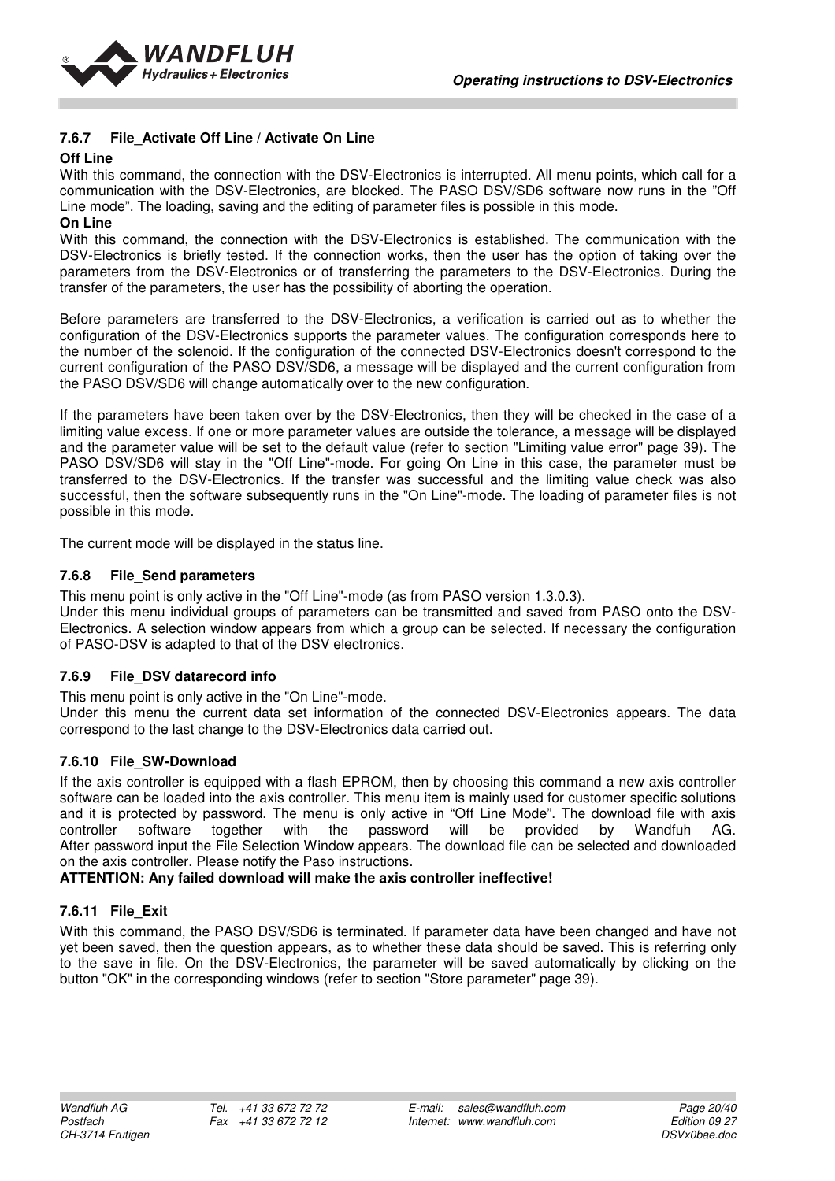### 7.6.7 File_Activate Off Line / Activate On Line

**Off Line**

With this command, the connection with the DSV-Electronics is interrupted. All menu points, which call for a communication with the DSV-Electronics, are blocked. The PASO DSV/SD6 software now runs in the "Off Line mode". The loading, saving and the editing of parameter files is possible in this mode.

**On Line**

With this command, the connection with the DSV-Electronics is established. The communication with the DSV-Electronics is briefly tested. If the connection works, then the user has the option of taking over the parameters from the DSV-Electronics or of transferring the parameters to the DSV-Electronics. During the transfer of the parameters, the user has the possibility of aborting the operation.

Before parameters are transferred to the DSV-Electronics, a verification is carried out as to whether the configuration of the DSV-Electronics supports the parameter values. The configuration corresponds here to the number of the solenoid. If the configuration of the connected DSV-Electronics doesn't correspond to the current configuration of the PASO DSV/SD6, a message will be displayed and the current configuration from the PASO DSV/SD6 will change automatically over to the new configuration.

If the parameters have been taken over by the DSV-Electronics, then they will be checked in the case of a limiting value excess. If one or more parameter values are outside the tolerance, a message will be displayed and the parameter value will be set to the default value (refer to section "Limiting value error" page 39). The PASO DSV/SD6 will stay in the "Off Line"-mode. For going On Line in this case, the parameter must be transferred to the DSV-Electronics. If the transfer was successful and the limiting value check was also successful, then the software subsequently runs in the "On Line"-mode. The loading of parameter files is not possible in this mode.

The current mode will be displayed in the status line.

### 7.6.8 File_Send parameters

This menu point is only active in the "Off Line"-mode (as from PASO version 1.3.0.3).
Under this menu individual groups of parameters can be transmitted and saved from PASO onto the DSV-Electronics. A selection window appears from which a group can be selected. If necessary the configuration of PASO-DSV is adapted to that of the DSV electronics.

### 7.6.9 File_DSV datarecord info

This menu point is only active in the "On Line"-mode.
Under this menu the current data set information of the connected DSV-Electronics appears. The data correspond to the last change to the DSV-Electronics data carried out.

### 7.6.10 File_SW-Download

If the axis controller is equipped with a flash EPROM, then by choosing this command a new axis controller software can be loaded into the axis controller. This menu item is mainly used for customer specific solutions and it is protected by password. The menu is only active in "Off Line Mode". The download file with axis controller software together with the password will be provided by Wandfuh AG.
After password input the File Selection Window appears. The download file can be selected and downloaded on the axis controller. Please notify the Paso instructions.

**ATTENTION: Any failed download will make the axis controller ineffective!**

### 7.6.11 File_Exit

With this command, the PASO DSV/SD6 is terminated. If parameter data have been changed and have not yet been saved, then the question appears, as to whether these data should be saved. This is referring only to the save in file. On the DSV-Electronics, the parameter will be saved automatically by clicking on the button "OK" in the corresponding windows (refer to section "Store parameter" page 39).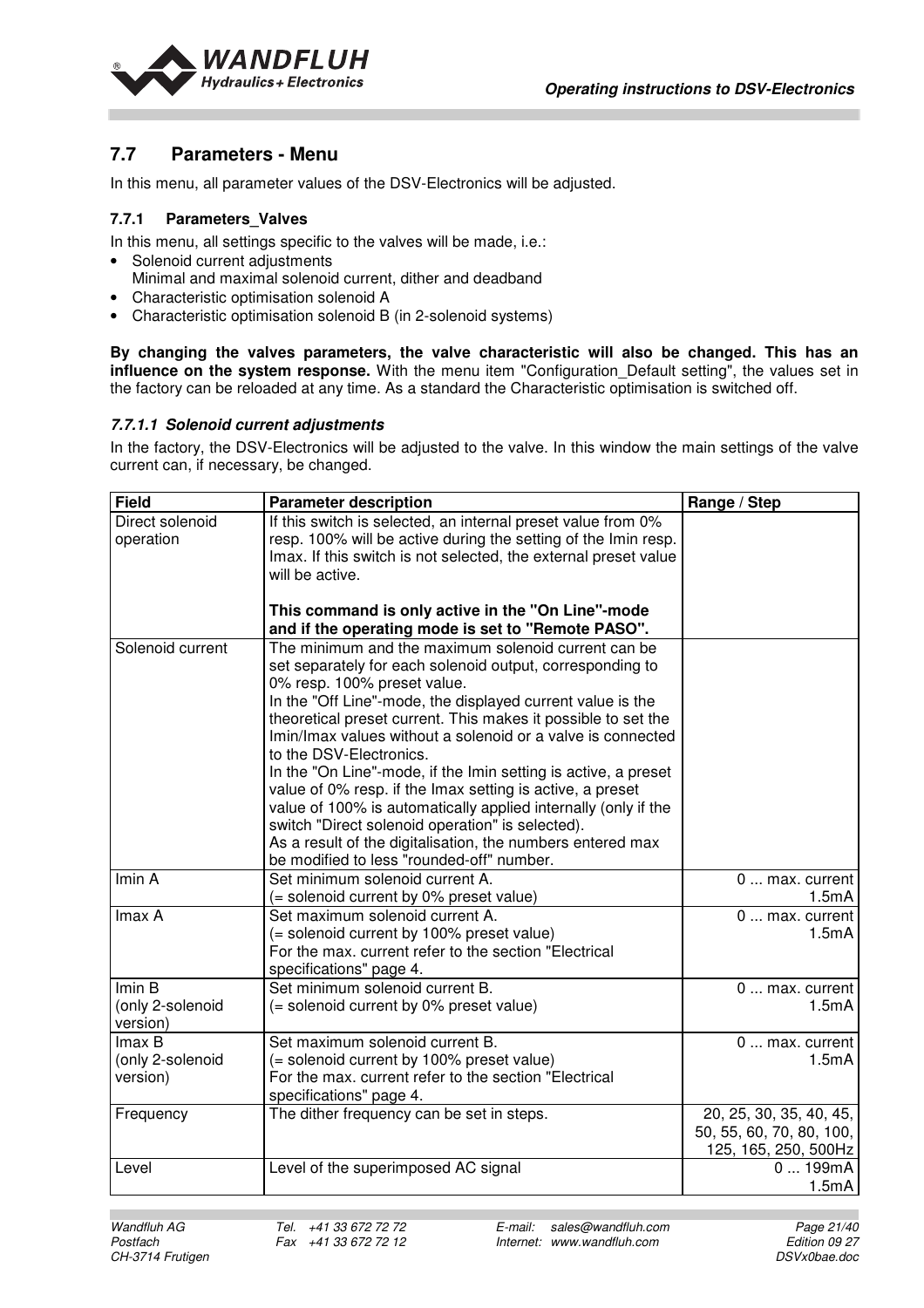## 7.7 Parameters - Menu

In this menu, all parameter values of the DSV-Electronics will be adjusted.

### 7.7.1 Parameters_Valves

In this menu, all settings specific to the valves will be made, i.e.:

- Solenoid current adjustments
  Minimal and maximal solenoid current, dither and deadband
- Characteristic optimisation solenoid A
- Characteristic optimisation solenoid B (in 2-solenoid systems)

**By changing the valves parameters, the valve characteristic will also be changed. This has an influence on the system response.** With the menu item "Configuration_Default setting", the values set in the factory can be reloaded at any time. As a standard the Characteristic optimisation is switched off.

#### *7.7.1.1 Solenoid current adjustments*

In the factory, the DSV-Electronics will be adjusted to the valve. In this window the main settings of the valve current can, if necessary, be changed.

| Field | Parameter description | Range / Step |
|---|---|---|
| Direct solenoid operation | If this switch is selected, an internal preset value from 0% resp. 100% will be active during the setting of the Imin resp. Imax. If this switch is not selected, the external preset value will be active.<br><br>**This command is only active in the "On Line"-mode and if the operating mode is set to "Remote PASO".** | |
| Solenoid current | The minimum and the maximum solenoid current can be set separately for each solenoid output, corresponding to 0% resp. 100% preset value.<br>In the "Off Line"-mode, the displayed current value is the theoretical preset current. This makes it possible to set the Imin/Imax values without a solenoid or a valve is connected to the DSV-Electronics.<br>In the "On Line"-mode, if the Imin setting is active, a preset value of 0% resp. if the Imax setting is active, a preset value of 100% is automatically applied internally (only if the switch "Direct solenoid operation" is selected).<br>As a result of the digitalisation, the numbers entered max be modified to less "rounded-off" number. | |
| Imin A | Set minimum solenoid current A.<br>(= solenoid current by 0% preset value) | 0 ... max. current<br>1.5mA |
| Imax A | Set maximum solenoid current A.<br>(= solenoid current by 100% preset value)<br>For the max. current refer to the section "Electrical specifications" page 4. | 0 ... max. current<br>1.5mA |
| Imin B<br>(only 2-solenoid version) | Set minimum solenoid current B.<br>(= solenoid current by 0% preset value) | 0 ... max. current<br>1.5mA |
| Imax B<br>(only 2-solenoid version) | Set maximum solenoid current B.<br>(= solenoid current by 100% preset value)<br>For the max. current refer to the section "Electrical specifications" page 4. | 0 ... max. current<br>1.5mA |
| Frequency | The dither frequency can be set in steps. | 20, 25, 30, 35, 40, 45, 50, 55, 60, 70, 80, 100, 125, 165, 250, 500Hz |
| Level | Level of the superimposed AC signal | 0 ... 199mA<br>1.5mA |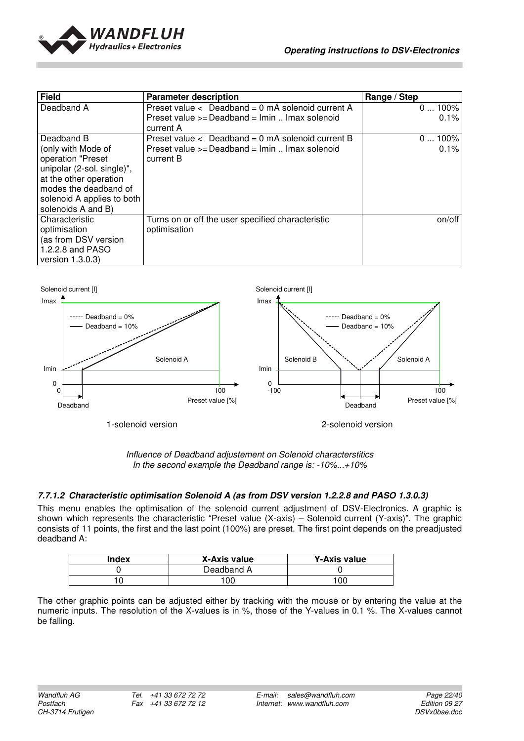| Field | Parameter description | Range / Step |
|---|---|---|
| Deadband A | Preset value < Deadband = 0 mA solenoid current A<br>Preset value >= Deadband = Imin .. Imax solenoid current A | 0 ... 100%<br>0.1% |
| Deadband B<br>(only with Mode of operation "Preset unipolar (2-sol. single)", at the other operation modes the deadband of solenoid A applies to both solenoids A and B) | Preset value < Deadband = 0 mA solenoid current B<br>Preset value >= Deadband = Imin .. Imax solenoid current B | 0 ... 100%<br>0.1% |
| Characteristic optimisation<br>(as from DSV version 1.2.2.8 and PASO version 1.3.0.3) | Turns on or off the user specified characteristic optimisation | on/off |

*Influence of Deadband adjustement on Solenoid characterstitics*
*In the second example the Deadband range is: -10%...+10%*

#### 7.7.1.2 Characteristic optimisation Solenoid A (as from DSV version 1.2.2.8 and PASO 1.3.0.3)

This menu enables the optimisation of the solenoid current adjustment of DSV-Electronics. A graphic is shown which represents the characteristic "Preset value (X-axis) – Solenoid current (Y-axis)". The graphic consists of 11 points, the first and the last point (100%) are preset. The first point depends on the preadjusted deadband A:

| Index | X-Axis value | Y-Axis value |
|---|---|---|
| 0 | Deadband A | 0 |
| 10 | 100 | 100 |

The other graphic points can be adjusted either by tracking with the mouse or by entering the value at the numeric inputs. The resolution of the X-values is in %, those of the Y-values in 0.1 %. The X-values cannot be falling.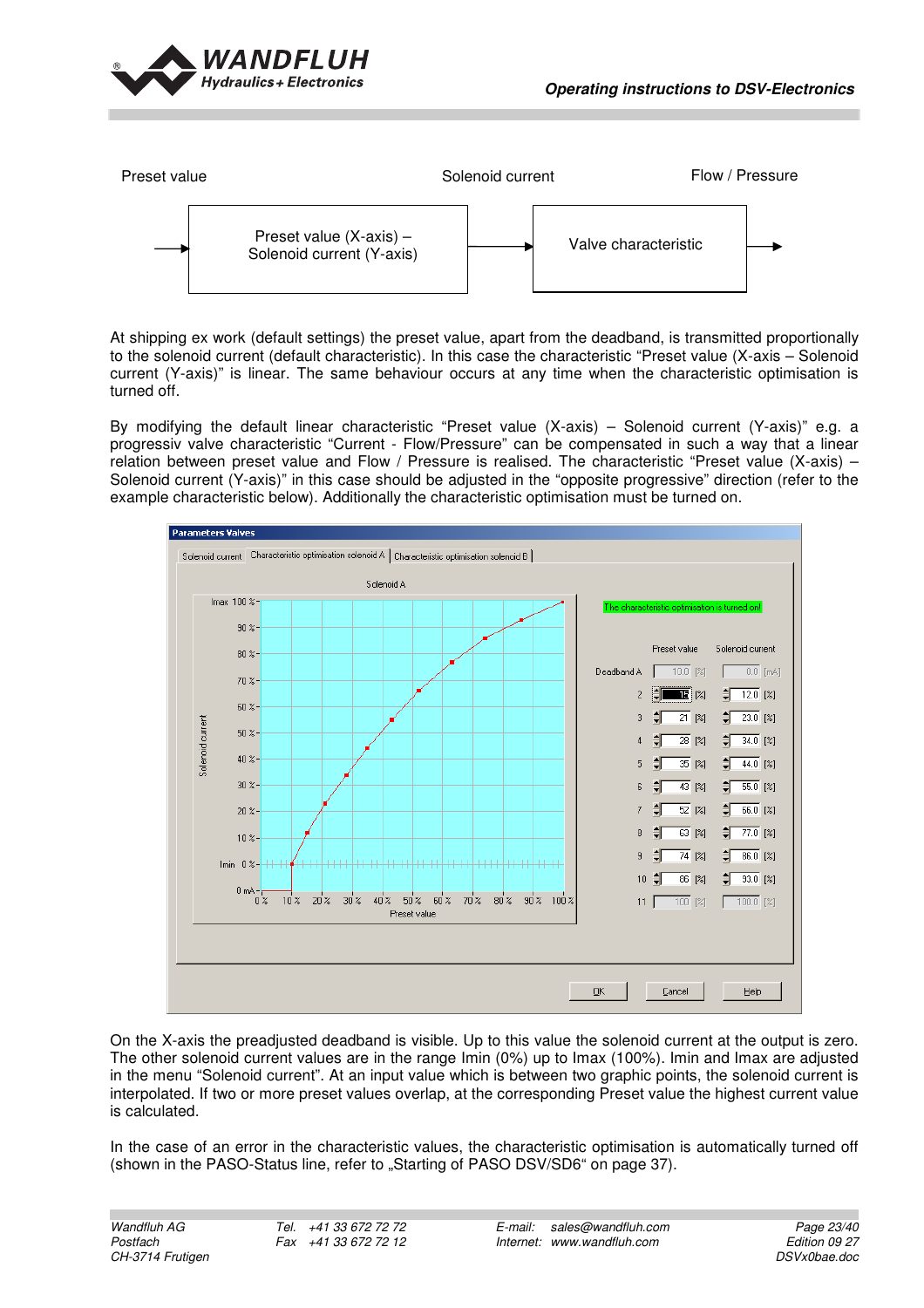Preset value → **Preset value (X-axis) – Solenoid current (Y-axis)** → Solenoid current → **Valve characteristic** → Flow / Pressure

At shipping ex work (default settings) the preset value, apart from the deadband, is transmitted proportionally to the solenoid current (default characteristic). In this case the characteristic "Preset value (X-axis – Solenoid current (Y-axis)" is linear. The same behaviour occurs at any time when the characteristic optimisation is turned off.

By modifying the default linear characteristic "Preset value (X-axis) – Solenoid current (Y-axis)" e.g. a progressiv valve characteristic "Current - Flow/Pressure" can be compensated in such a way that a linear relation between preset value and Flow / Pressure is realised. The characteristic "Preset value (X-axis) – Solenoid current (Y-axis)" in this case should be adjusted in the "opposite progressive" direction (refer to the example characteristic below). Additionally the characteristic optimisation must be turned on.

**Parameters Valves**

Solenoid current | Characteristic optimisation solenoid A | Characteristic optimisation solenoid B

Solenoid A

The characteristic optimisation is turned on!

| | Preset value [%] | Solenoid current [%] |
|---|---|---|
| Deadband A | 10.0 | 0.0 [mA] |
| 2 | 15 | 12.0 |
| 3 | 21 | 23.0 |
| 4 | 28 | 34.0 |
| 5 | 35 | 44.0 |
| 6 | 43 | 55.0 |
| 7 | 52 | 66.0 |
| 8 | 63 | 77.0 |
| 9 | 74 | 86.0 |
| 10 | 86 | 93.0 |
| 11 | 100 | 100.0 |

OK | Cancel | Help

On the X-axis the preadjusted deadband is visible. Up to this value the solenoid current at the output is zero. The other solenoid current values are in the range Imin (0%) up to Imax (100%). Imin and Imax are adjusted in the menu "Solenoid current". At an input value which is between two graphic points, the solenoid current is interpolated. If two or more preset values overlap, at the corresponding Preset value the highest current value is calculated.

In the case of an error in the characteristic values, the characteristic optimisation is automatically turned off (shown in the PASO-Status line, refer to „Starting of PASO DSV/SD6" on page 37).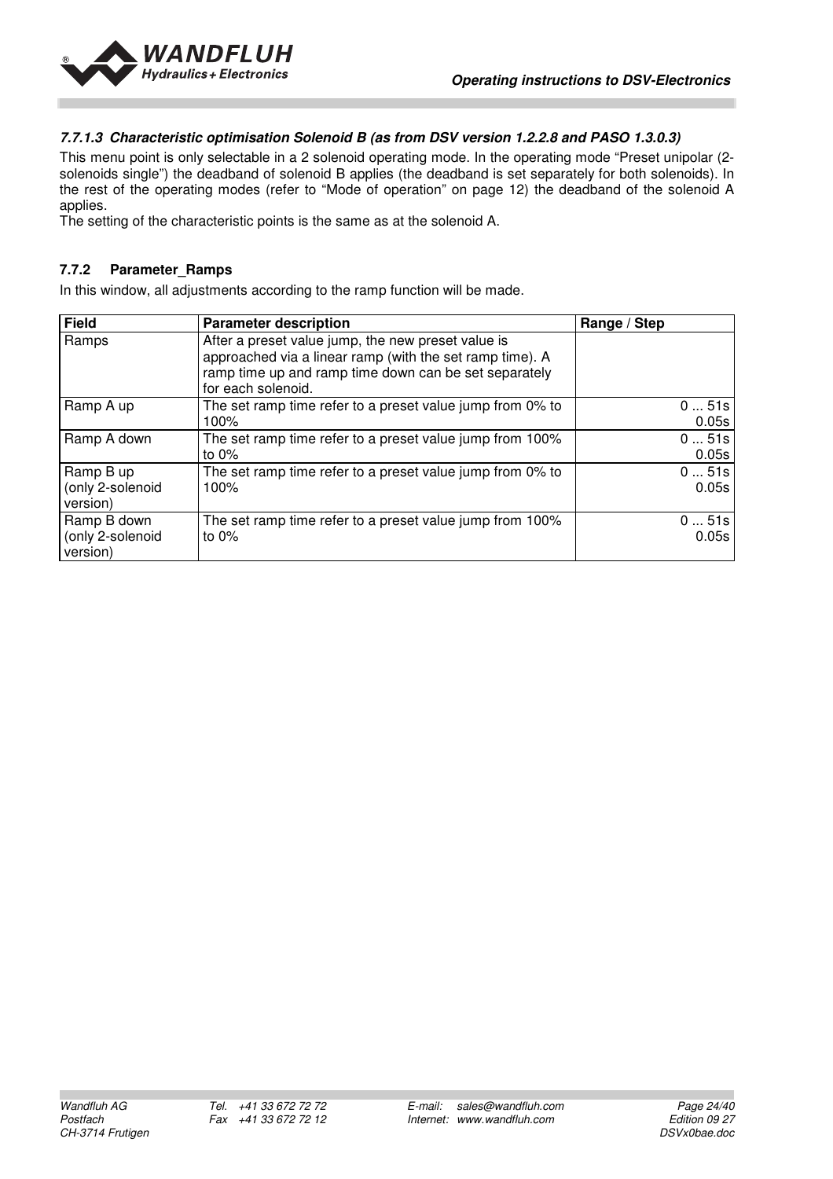#### *7.7.1.3 Characteristic optimisation Solenoid B (as from DSV version 1.2.2.8 and PASO 1.3.0.3)*

This menu point is only selectable in a 2 solenoid operating mode. In the operating mode "Preset unipolar (2-solenoids single") the deadband of solenoid B applies (the deadband is set separately for both solenoids). In the rest of the operating modes (refer to "Mode of operation" on page 12) the deadband of the solenoid A applies.
The setting of the characteristic points is the same as at the solenoid A.

### 7.7.2 Parameter_Ramps

In this window, all adjustments according to the ramp function will be made.

| Field | Parameter description | Range / Step |
|---|---|---|
| Ramps | After a preset value jump, the new preset value is approached via a linear ramp (with the set ramp time). A ramp time up and ramp time down can be set separately for each solenoid. | |
| Ramp A up | The set ramp time refer to a preset value jump from 0% to 100% | 0 ... 51s<br>0.05s |
| Ramp A down | The set ramp time refer to a preset value jump from 100% to 0% | 0 ... 51s<br>0.05s |
| Ramp B up (only 2-solenoid version) | The set ramp time refer to a preset value jump from 0% to 100% | 0 ... 51s<br>0.05s |
| Ramp B down (only 2-solenoid version) | The set ramp time refer to a preset value jump from 100% to 0% | 0 ... 51s<br>0.05s |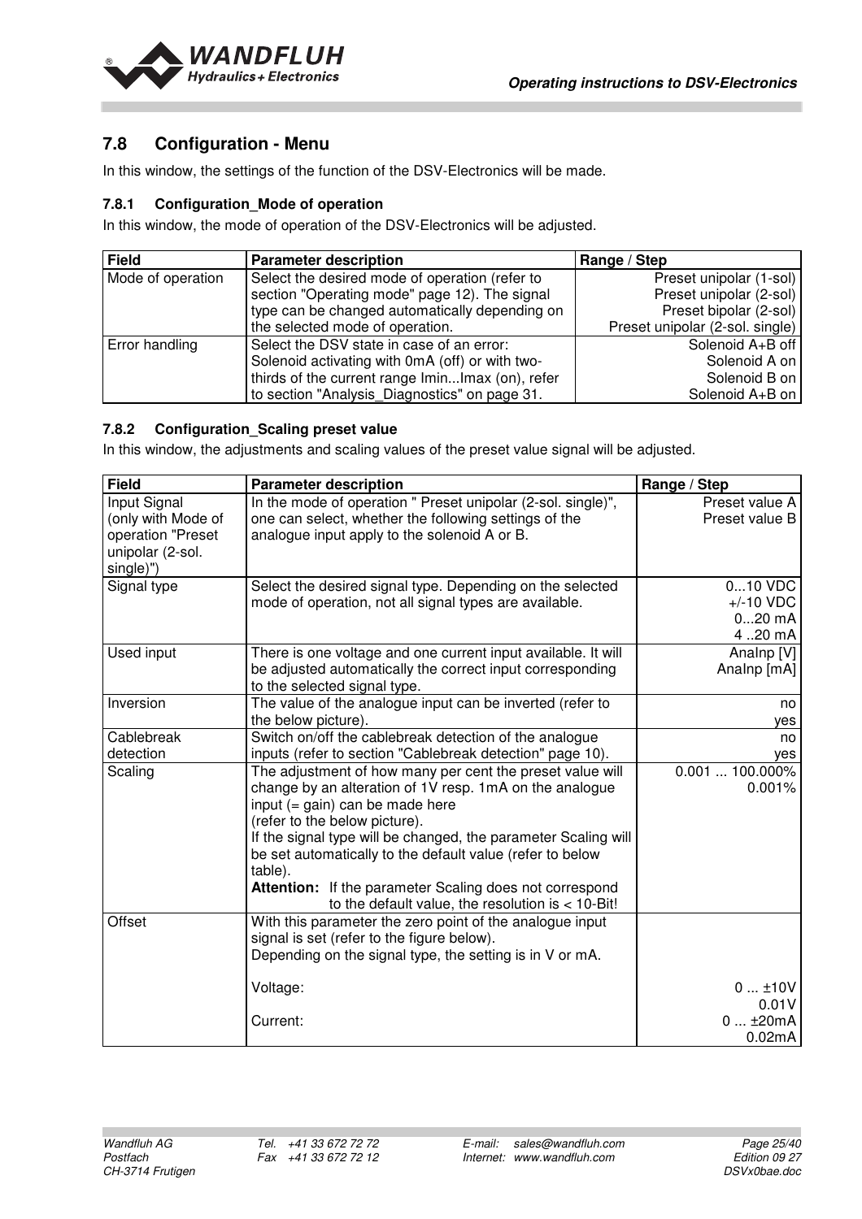## 7.8 Configuration - Menu

In this window, the settings of the function of the DSV-Electronics will be made.

### 7.8.1 Configuration_Mode of operation

In this window, the mode of operation of the DSV-Electronics will be adjusted.

| Field | Parameter description | Range / Step |
|---|---|---|
| Mode of operation | Select the desired mode of operation (refer to section "Operating mode" page 12). The signal type can be changed automatically depending on the selected mode of operation. | Preset unipolar (1-sol)<br>Preset unipolar (2-sol)<br>Preset bipolar (2-sol)<br>Preset unipolar (2-sol. single) |
| Error handling | Select the DSV state in case of an error: Solenoid activating with 0mA (off) or with two-thirds of the current range Imin...Imax (on), refer to section "Analysis_Diagnostics" on page 31. | Solenoid A+B off<br>Solenoid A on<br>Solenoid B on<br>Solenoid A+B on |

### 7.8.2 Configuration_Scaling preset value

In this window, the adjustments and scaling values of the preset value signal will be adjusted.

| Field | Parameter description | Range / Step |
|---|---|---|
| Input Signal (only with Mode of operation "Preset unipolar (2-sol. single)") | In the mode of operation " Preset unipolar (2-sol. single)", one can select, whether the following settings of the analogue input apply to the solenoid A or B. | Preset value A<br>Preset value B |
| Signal type | Select the desired signal type. Depending on the selected mode of operation, not all signal types are available. | 0...10 VDC<br>+/-10 VDC<br>0...20 mA<br>4 ..20 mA |
| Used input | There is one voltage and one current input available. It will be adjusted automatically the correct input corresponding to the selected signal type. | AnaInp [V]<br>AnaInp [mA] |
| Inversion | The value of the analogue input can be inverted (refer to the below picture). | no<br>yes |
| Cablebreak detection | Switch on/off the cablebreak detection of the analogue inputs (refer to section "Cablebreak detection" page 10). | no<br>yes |
| Scaling | The adjustment of how many per cent the preset value will change by an alteration of 1V resp. 1mA on the analogue input (= gain) can be made here (refer to the below picture).<br>If the signal type will be changed, the parameter Scaling will be set automatically to the default value (refer to below table).<br>**Attention:** If the parameter Scaling does not correspond to the default value, the resolution is < 10-Bit! | 0.001 ... 100.000%<br>0.001% |
| Offset | With this parameter the zero point of the analogue input signal is set (refer to the figure below).<br>Depending on the signal type, the setting is in V or mA.<br><br>Voltage:<br><br>Current: | <br><br><br>0 ... ±10V<br>0.01V<br>0 ... ±20mA<br>0.02mA |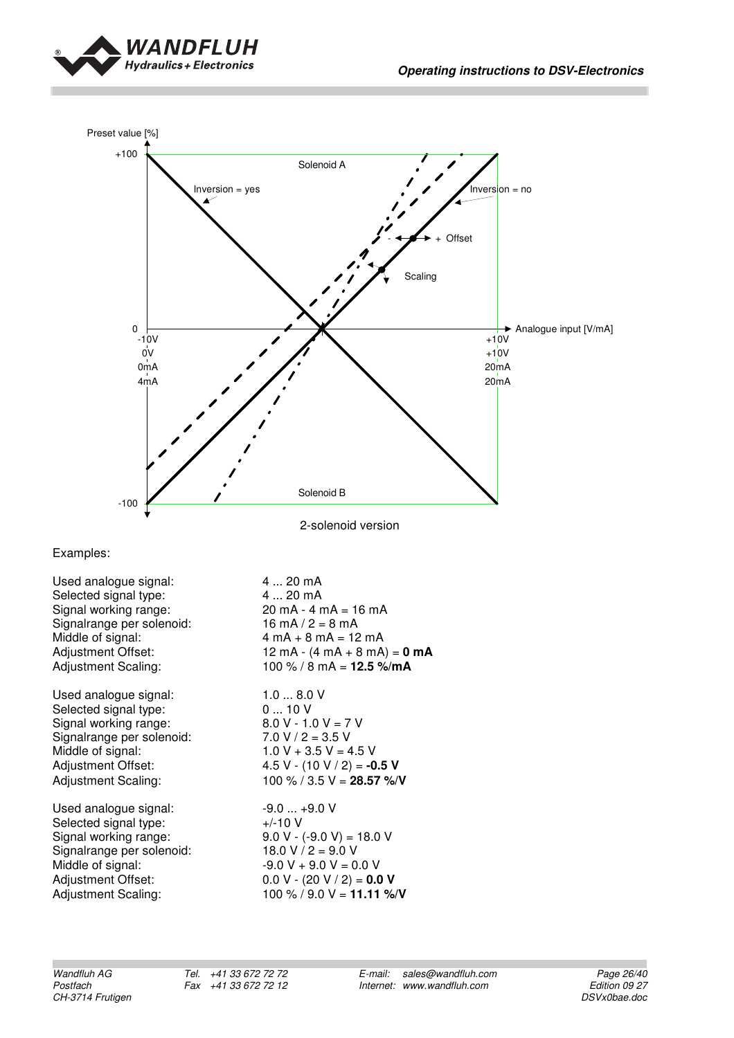2-solenoid version

Examples:

| | |
|---|---|
| Used analogue signal: | 4 ... 20 mA |
| Selected signal type: | 4 ... 20 mA |
| Signal working range: | 20 mA - 4 mA = 16 mA |
| Signalrange per solenoid: | 16 mA / 2 = 8 mA |
| Middle of signal: | 4 mA + 8 mA = 12 mA |
| Adjustment Offset: | 12 mA - (4 mA + 8 mA) = **0 mA** |
| Adjustment Scaling: | 100 % / 8 mA = **12.5 %/mA** |

| | |
|---|---|
| Used analogue signal: | 1.0 ... 8.0 V |
| Selected signal type: | 0 ... 10 V |
| Signal working range: | 8.0 V - 1.0 V = 7 V |
| Signalrange per solenoid: | 7.0 V / 2 = 3.5 V |
| Middle of signal: | 1.0 V + 3.5 V = 4.5 V |
| Adjustment Offset: | 4.5 V - (10 V / 2) = **-0.5 V** |
| Adjustment Scaling: | 100 % / 3.5 V = **28.57 %/V** |

| | |
|---|---|
| Used analogue signal: | -9.0 ... +9.0 V |
| Selected signal type: | +/-10 V |
| Signal working range: | 9.0 V - (-9.0 V) = 18.0 V |
| Signalrange per solenoid: | 18.0 V / 2 = 9.0 V |
| Middle of signal: | -9.0 V + 9.0 V = 0.0 V |
| Adjustment Offset: | 0.0 V - (20 V / 2) = **0.0 V** |
| Adjustment Scaling: | 100 % / 9.0 V = **11.11 %/V** |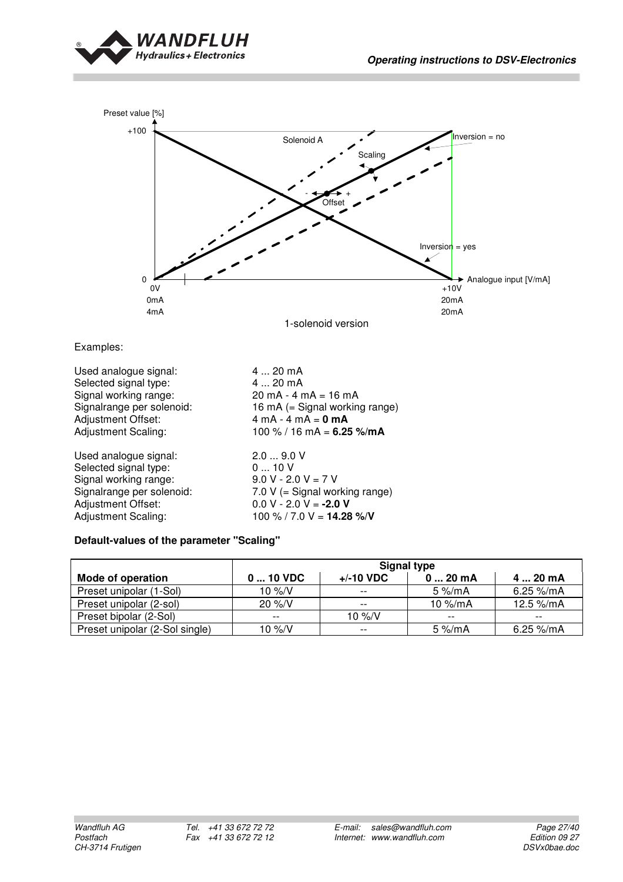1-solenoid version

Examples:

| | |
|---|---|
| Used analogue signal: | 4 ... 20 mA |
| Selected signal type: | 4 ... 20 mA |
| Signal working range: | 20 mA - 4 mA = 16 mA |
| Signalrange per solenoid: | 16 mA (= Signal working range) |
| Adjustment Offset: | 4 mA - 4 mA = **0 mA** |
| Adjustment Scaling: | 100 % / 16 mA = **6.25 %/mA** |

| | |
|---|---|
| Used analogue signal: | 2.0 ... 9.0 V |
| Selected signal type: | 0 ... 10 V |
| Signal working range: | 9.0 V - 2.0 V = 7 V |
| Signalrange per solenoid: | 7.0 V (= Signal working range) |
| Adjustment Offset: | 0.0 V - 2.0 V = **-2.0 V** |
| Adjustment Scaling: | 100 % / 7.0 V = **14.28 %/V** |

**Default-values of the parameter "Scaling"**

| | Signal type | | | |
|---|---|---|---|---|
| **Mode of operation** | **0 ... 10 VDC** | **+/-10 VDC** | **0 ... 20 mA** | **4 ... 20 mA** |
| Preset unipolar (1-Sol) | 10 %/V | -- | 5 %/mA | 6.25 %/mA |
| Preset unipolar (2-sol) | 20 %/V | -- | 10 %/mA | 12.5 %/mA |
| Preset bipolar (2-Sol) | -- | 10 %/V | -- | -- |
| Preset unipolar (2-Sol single) | 10 %/V | -- | 5 %/mA | 6.25 %/mA |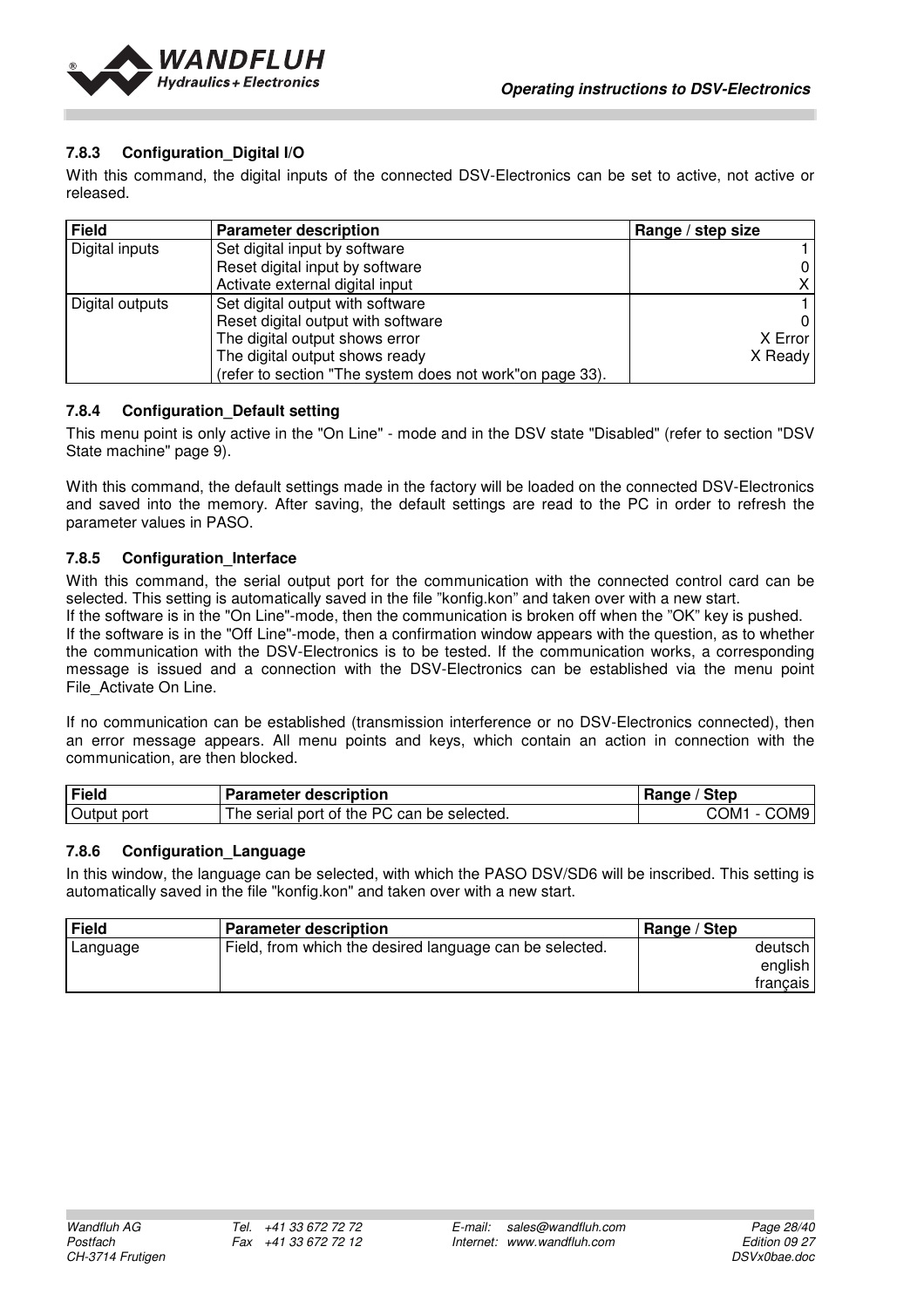### 7.8.3 Configuration_Digital I/O

With this command, the digital inputs of the connected DSV-Electronics can be set to active, not active or released.

| Field | Parameter description | Range / step size |
|---|---|---|
| Digital inputs | Set digital input by software<br>Reset digital input by software<br>Activate external digital input | 1<br>0<br>X |
| Digital outputs | Set digital output with software<br>Reset digital output with software<br>The digital output shows error<br>The digital output shows ready<br>(refer to section "The system does not work"on page 33). | 1<br>0<br>X Error<br>X Ready |

### 7.8.4 Configuration_Default setting

This menu point is only active in the "On Line" - mode and in the DSV state "Disabled" (refer to section "DSV State machine" page 9).

With this command, the default settings made in the factory will be loaded on the connected DSV-Electronics and saved into the memory. After saving, the default settings are read to the PC in order to refresh the parameter values in PASO.

### 7.8.5 Configuration_Interface

With this command, the serial output port for the communication with the connected control card can be selected. This setting is automatically saved in the file "konfig.kon" and taken over with a new start.
If the software is in the "On Line"-mode, then the communication is broken off when the "OK" key is pushed.
If the software is in the "Off Line"-mode, then a confirmation window appears with the question, as to whether the communication with the DSV-Electronics is to be tested. If the communication works, a corresponding message is issued and a connection with the DSV-Electronics can be established via the menu point File_Activate On Line.

If no communication can be established (transmission interference or no DSV-Electronics connected), then an error message appears. All menu points and keys, which contain an action in connection with the communication, are then blocked.

| Field | Parameter description | Range / Step |
|---|---|---|
| Output port | The serial port of the PC can be selected. | COM1 - COM9 |

### 7.8.6 Configuration_Language

In this window, the language can be selected, with which the PASO DSV/SD6 will be inscribed. This setting is automatically saved in the file "konfig.kon" and taken over with a new start.

| Field | Parameter description | Range / Step |
|---|---|---|
| Language | Field, from which the desired language can be selected. | deutsch<br>english<br>français |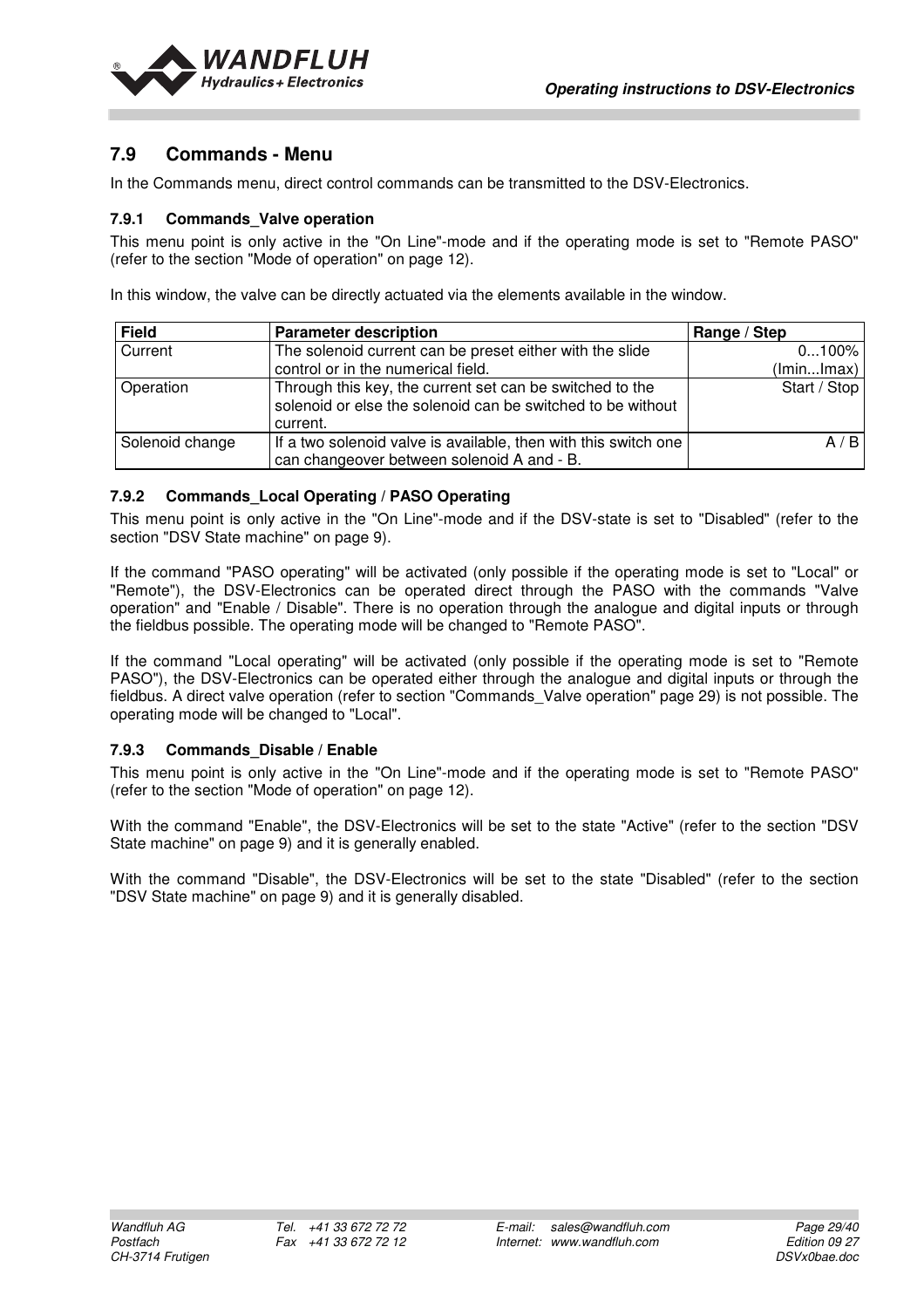## 7.9 Commands - Menu

In the Commands menu, direct control commands can be transmitted to the DSV-Electronics.

### 7.9.1 Commands_Valve operation

This menu point is only active in the "On Line"-mode and if the operating mode is set to "Remote PASO" (refer to the section "Mode of operation" on page 12).

In this window, the valve can be directly actuated via the elements available in the window.

| Field | Parameter description | Range / Step |
|---|---|---|
| Current | The solenoid current can be preset either with the slide control or in the numerical field. | 0...100% (Imin...Imax) |
| Operation | Through this key, the current set can be switched to the solenoid or else the solenoid can be switched to be without current. | Start / Stop |
| Solenoid change | If a two solenoid valve is available, then with this switch one can changeover between solenoid A and - B. | A / B |

### 7.9.2 Commands_Local Operating / PASO Operating

This menu point is only active in the "On Line"-mode and if the DSV-state is set to "Disabled" (refer to the section "DSV State machine" on page 9).

If the command "PASO operating" will be activated (only possible if the operating mode is set to "Local" or "Remote"), the DSV-Electronics can be operated direct through the PASO with the commands "Valve operation" and "Enable / Disable". There is no operation through the analogue and digital inputs or through the fieldbus possible. The operating mode will be changed to "Remote PASO".

If the command "Local operating" will be activated (only possible if the operating mode is set to "Remote PASO"), the DSV-Electronics can be operated either through the analogue and digital inputs or through the fieldbus. A direct valve operation (refer to section "Commands_Valve operation" page 29) is not possible. The operating mode will be changed to "Local".

### 7.9.3 Commands_Disable / Enable

This menu point is only active in the "On Line"-mode and if the operating mode is set to "Remote PASO" (refer to the section "Mode of operation" on page 12).

With the command "Enable", the DSV-Electronics will be set to the state "Active" (refer to the section "DSV State machine" on page 9) and it is generally enabled.

With the command "Disable", the DSV-Electronics will be set to the state "Disabled" (refer to the section "DSV State machine" on page 9) and it is generally disabled.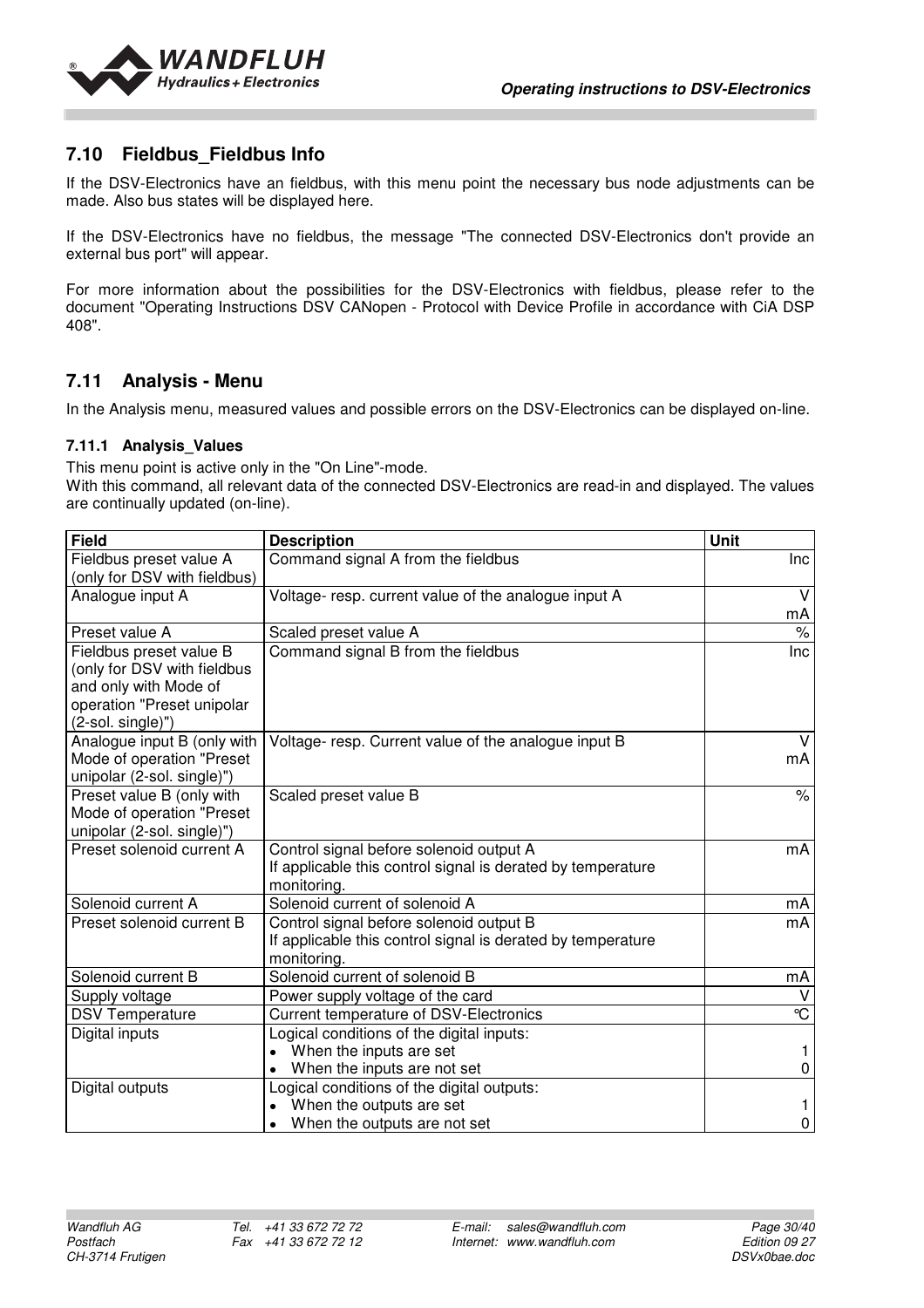## 7.10 Fieldbus_Fieldbus Info

If the DSV-Electronics have an fieldbus, with this menu point the necessary bus node adjustments can be made. Also bus states will be displayed here.

If the DSV-Electronics have no fieldbus, the message "The connected DSV-Electronics don't provide an external bus port" will appear.

For more information about the possibilities for the DSV-Electronics with fieldbus, please refer to the document "Operating Instructions DSV CANopen - Protocol with Device Profile in accordance with CiA DSP 408".

## 7.11 Analysis - Menu

In the Analysis menu, measured values and possible errors on the DSV-Electronics can be displayed on-line.

### 7.11.1 Analysis_Values

This menu point is active only in the "On Line"-mode.
With this command, all relevant data of the connected DSV-Electronics are read-in and displayed. The values are continually updated (on-line).

| Field | Description | Unit |
|---|---|---|
| Fieldbus preset value A (only for DSV with fieldbus) | Command signal A from the fieldbus | Inc |
| Analogue input A | Voltage- resp. current value of the analogue input A | V<br>mA |
| Preset value A | Scaled preset value A | % |
| Fieldbus preset value B (only for DSV with fieldbus and only with Mode of operation "Preset unipolar (2-sol. single)") | Command signal B from the fieldbus | Inc |
| Analogue input B (only with Mode of operation "Preset unipolar (2-sol. single)") | Voltage- resp. Current value of the analogue input B | V<br>mA |
| Preset value B (only with Mode of operation "Preset unipolar (2-sol. single)") | Scaled preset value B | % |
| Preset solenoid current A | Control signal before solenoid output A<br>If applicable this control signal is derated by temperature monitoring. | mA |
| Solenoid current A | Solenoid current of solenoid A | mA |
| Preset solenoid current B | Control signal before solenoid output B<br>If applicable this control signal is derated by temperature monitoring. | mA |
| Solenoid current B | Solenoid current of solenoid B | mA |
| Supply voltage | Power supply voltage of the card | V |
| DSV Temperature | Current temperature of DSV-Electronics | °C |
| Digital inputs | Logical conditions of the digital inputs:<br>• When the inputs are set<br>• When the inputs are not set | <br>1<br>0 |
| Digital outputs | Logical conditions of the digital outputs:<br>• When the outputs are set<br>• When the outputs are not set | <br>1<br>0 |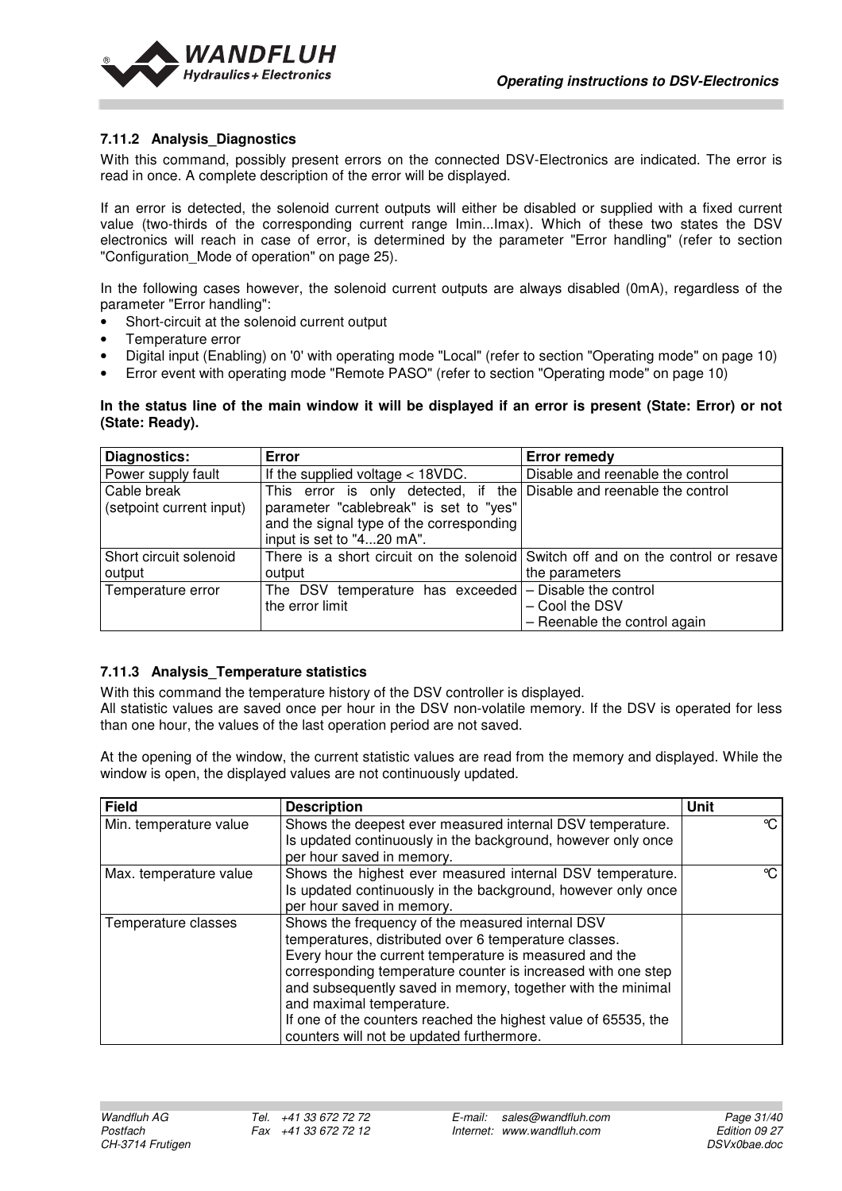### 7.11.2 Analysis_Diagnostics

With this command, possibly present errors on the connected DSV-Electronics are indicated. The error is read in once. A complete description of the error will be displayed.

If an error is detected, the solenoid current outputs will either be disabled or supplied with a fixed current value (two-thirds of the corresponding current range Imin...Imax). Which of these two states the DSV electronics will reach in case of error, is determined by the parameter "Error handling" (refer to section "Configuration_Mode of operation" on page 25).

In the following cases however, the solenoid current outputs are always disabled (0mA), regardless of the parameter "Error handling":

- Short-circuit at the solenoid current output
- Temperature error
- Digital input (Enabling) on '0' with operating mode "Local" (refer to section "Operating mode" on page 10)
- Error event with operating mode "Remote PASO" (refer to section "Operating mode" on page 10)

**In the status line of the main window it will be displayed if an error is present (State: Error) or not (State: Ready).**

| Diagnostics: | Error | Error remedy |
|---|---|---|
| Power supply fault | If the supplied voltage < 18VDC. | Disable and reenable the control |
| Cable break (setpoint current input) | This error is only detected, if the parameter "cablebreak" is set to "yes" and the signal type of the corresponding input is set to "4...20 mA". | Disable and reenable the control |
| Short circuit solenoid output | There is a short circuit on the solenoid output | Switch off and on the control or resave the parameters |
| Temperature error | The DSV temperature has exceeded the error limit | – Disable the control<br>– Cool the DSV<br>– Reenable the control again |

### 7.11.3 Analysis_Temperature statistics

With this command the temperature history of the DSV controller is displayed.
All statistic values are saved once per hour in the DSV non-volatile memory. If the DSV is operated for less than one hour, the values of the last operation period are not saved.

At the opening of the window, the current statistic values are read from the memory and displayed. While the window is open, the displayed values are not continuously updated.

| Field | Description | Unit |
|---|---|---|
| Min. temperature value | Shows the deepest ever measured internal DSV temperature. Is updated continuously in the background, however only once per hour saved in memory. | °C |
| Max. temperature value | Shows the highest ever measured internal DSV temperature. Is updated continuously in the background, however only once per hour saved in memory. | °C |
| Temperature classes | Shows the frequency of the measured internal DSV temperatures, distributed over 6 temperature classes. Every hour the current temperature is measured and the corresponding temperature counter is increased with one step and subsequently saved in memory, together with the minimal and maximal temperature. If one of the counters reached the highest value of 65535, the counters will not be updated furthermore. | |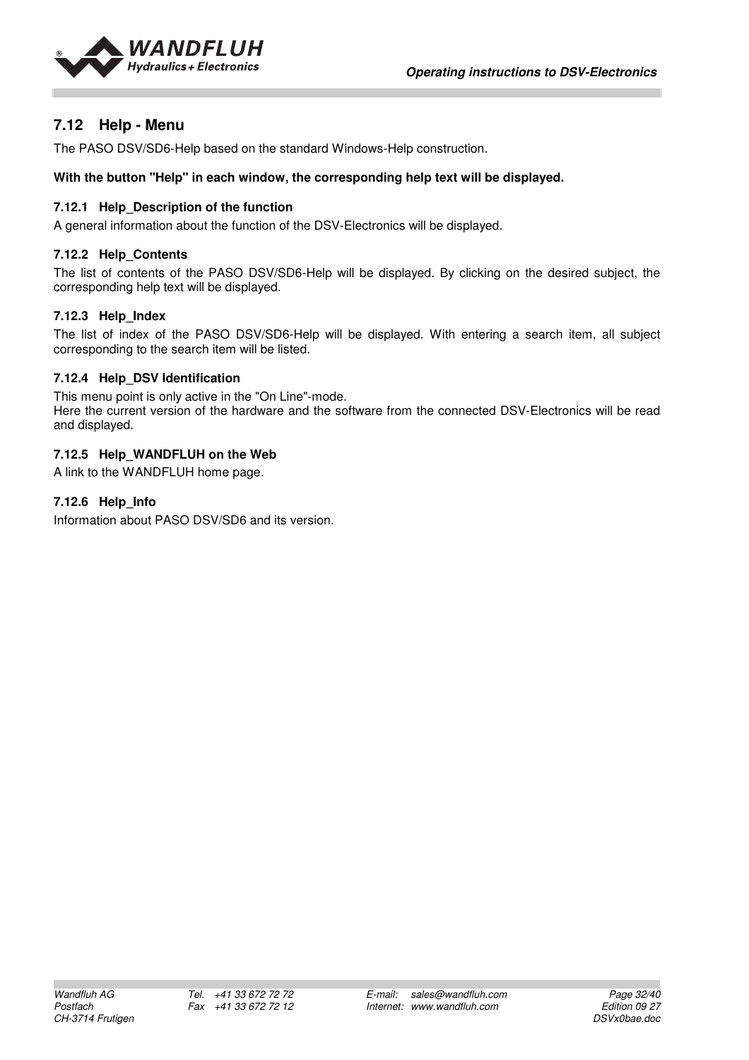## 7.12 Help - Menu

The PASO DSV/SD6-Help based on the standard Windows-Help construction.

**With the button "Help" in each window, the corresponding help text will be displayed.**

### 7.12.1 Help_Description of the function

A general information about the function of the DSV-Electronics will be displayed.

### 7.12.2 Help_Contents

The list of contents of the PASO DSV/SD6-Help will be displayed. By clicking on the desired subject, the corresponding help text will be displayed.

### 7.12.3 Help_Index

The list of index of the PASO DSV/SD6-Help will be displayed. With entering a search item, all subject corresponding to the search item will be listed.

### 7.12.4 Help_DSV Identification

This menu point is only active in the "On Line"-mode.
Here the current version of the hardware and the software from the connected DSV-Electronics will be read and displayed.

### 7.12.5 Help_WANDFLUH on the Web

A link to the WANDFLUH home page.

### 7.12.6 Help_Info

Information about PASO DSV/SD6 and its version.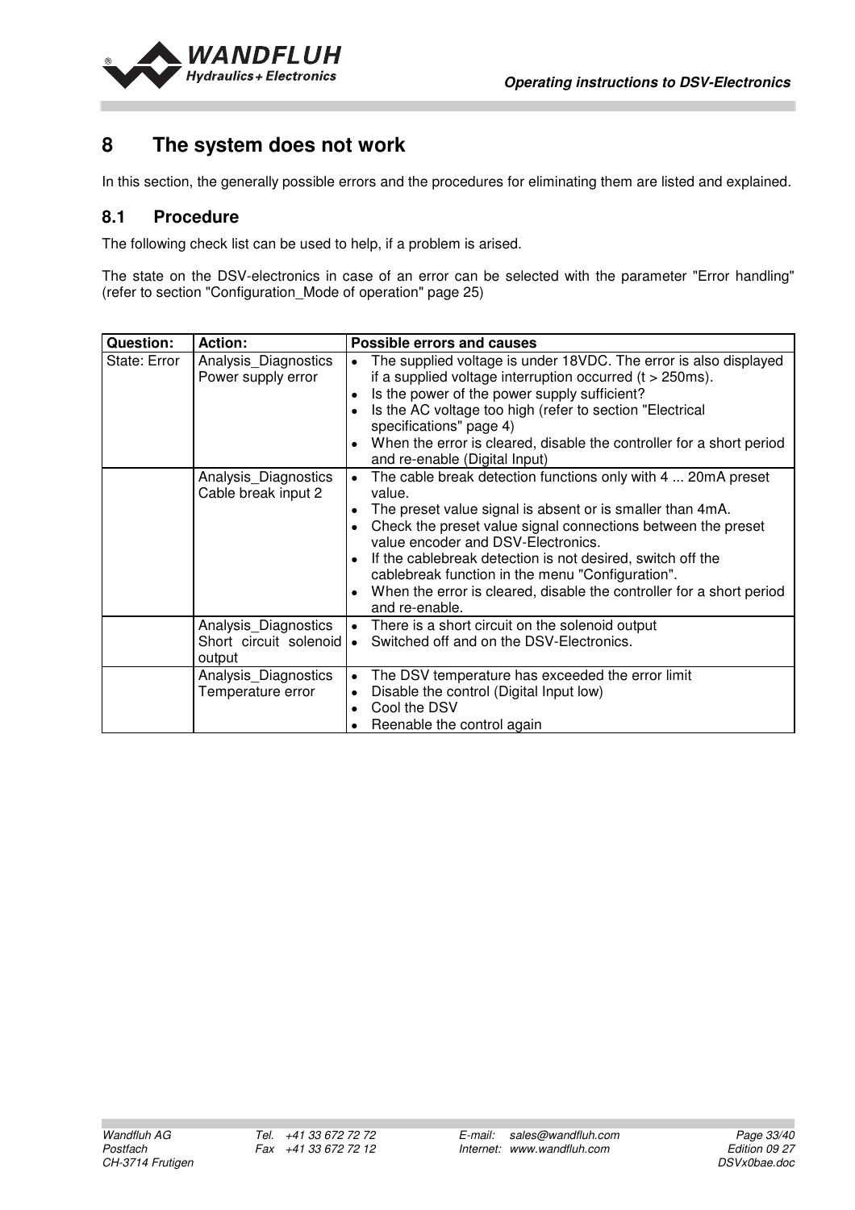# 8 The system does not work

In this section, the generally possible errors and the procedures for eliminating them are listed and explained.

## 8.1 Procedure

The following check list can be used to help, if a problem is arised.

The state on the DSV-electronics in case of an error can be selected with the parameter "Error handling" (refer to section "Configuration_Mode of operation" page 25)

| Question: | Action: | Possible errors and causes |
|---|---|---|
| State: Error | Analysis_Diagnostics Power supply error | • The supplied voltage is under 18VDC. The error is also displayed if a supplied voltage interruption occurred (t > 250ms).<br>• Is the power of the power supply sufficient?<br>• Is the AC voltage too high (refer to section "Electrical specifications" page 4)<br>• When the error is cleared, disable the controller for a short period and re-enable (Digital Input) |
| | Analysis_Diagnostics Cable break input 2 | • The cable break detection functions only with 4 ... 20mA preset value.<br>• The preset value signal is absent or is smaller than 4mA.<br>• Check the preset value signal connections between the preset value encoder and DSV-Electronics.<br>• If the cablebreak detection is not desired, switch off the cablebreak function in the menu "Configuration".<br>• When the error is cleared, disable the controller for a short period and re-enable. |
| | Analysis_Diagnostics Short circuit solenoid output | • There is a short circuit on the solenoid output<br>• Switched off and on the DSV-Electronics. |
| | Analysis_Diagnostics Temperature error | • The DSV temperature has exceeded the error limit<br>• Disable the control (Digital Input low)<br>• Cool the DSV<br>• Reenable the control again |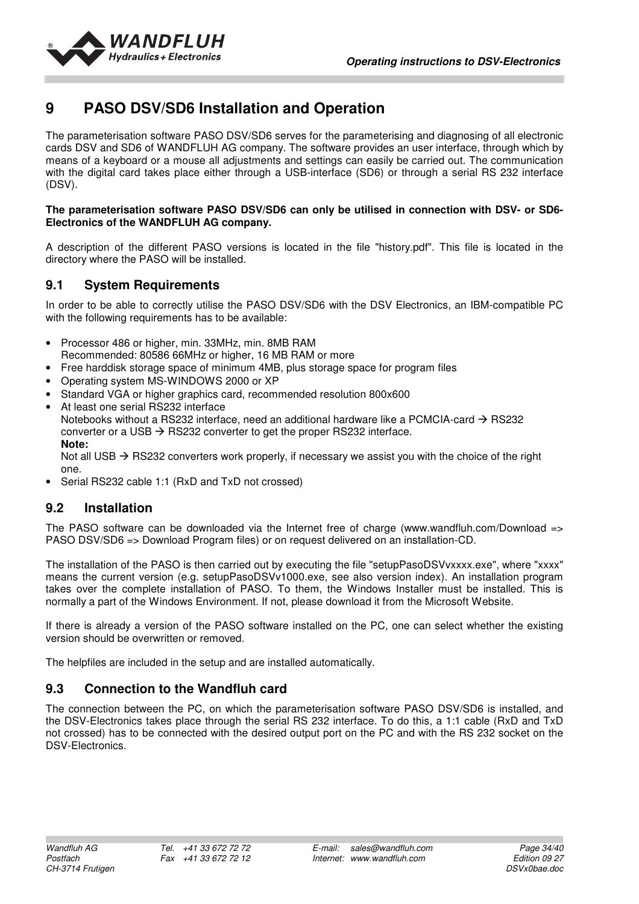# 9 PASO DSV/SD6 Installation and Operation

The parameterisation software PASO DSV/SD6 serves for the parameterising and diagnosing of all electronic cards DSV and SD6 of WANDFLUH AG company. The software provides an user interface, through which by means of a keyboard or a mouse all adjustments and settings can easily be carried out. The communication with the digital card takes place either through a USB-interface (SD6) or through a serial RS 232 interface (DSV).

**The parameterisation software PASO DSV/SD6 can only be utilised in connection with DSV- or SD6-Electronics of the WANDFLUH AG company.**

A description of the different PASO versions is located in the file "history.pdf". This file is located in the directory where the PASO will be installed.

## 9.1 System Requirements

In order to be able to correctly utilise the PASO DSV/SD6 with the DSV Electronics, an IBM-compatible PC with the following requirements has to be available:

- Processor 486 or higher, min. 33MHz, min. 8MB RAM
  Recommended: 80586 66MHz or higher, 16 MB RAM or more
- Free harddisk storage space of minimum 4MB, plus storage space for program files
- Operating system MS-WINDOWS 2000 or XP
- Standard VGA or higher graphics card, recommended resolution 800x600
- At least one serial RS232 interface
  Notebooks without a RS232 interface, need an additional hardware like a PCMCIA-card → RS232 converter or a USB → RS232 converter to get the proper RS232 interface.
  **Note:**
  Not all USB → RS232 converters work properly, if necessary we assist you with the choice of the right one.
- Serial RS232 cable 1:1 (RxD and TxD not crossed)

## 9.2 Installation

The PASO software can be downloaded via the Internet free of charge (www.wandfluh.com/Download => PASO DSV/SD6 => Download Program files) or on request delivered on an installation-CD.

The installation of the PASO is then carried out by executing the file "setupPasoDSVvxxxx.exe", where "xxxx" means the current version (e.g. setupPasoDSVv1000.exe, see also version index). An installation program takes over the complete installation of PASO. To them, the Windows Installer must be installed. This is normally a part of the Windows Environment. If not, please download it from the Microsoft Website.

If there is already a version of the PASO software installed on the PC, one can select whether the existing version should be overwritten or removed.

The helpfiles are included in the setup and are installed automatically.

## 9.3 Connection to the Wandfluh card

The connection between the PC, on which the parameterisation software PASO DSV/SD6 is installed, and the DSV-Electronics takes place through the serial RS 232 interface. To do this, a 1:1 cable (RxD and TxD not crossed) has to be connected with the desired output port on the PC and with the RS 232 socket on the DSV-Electronics.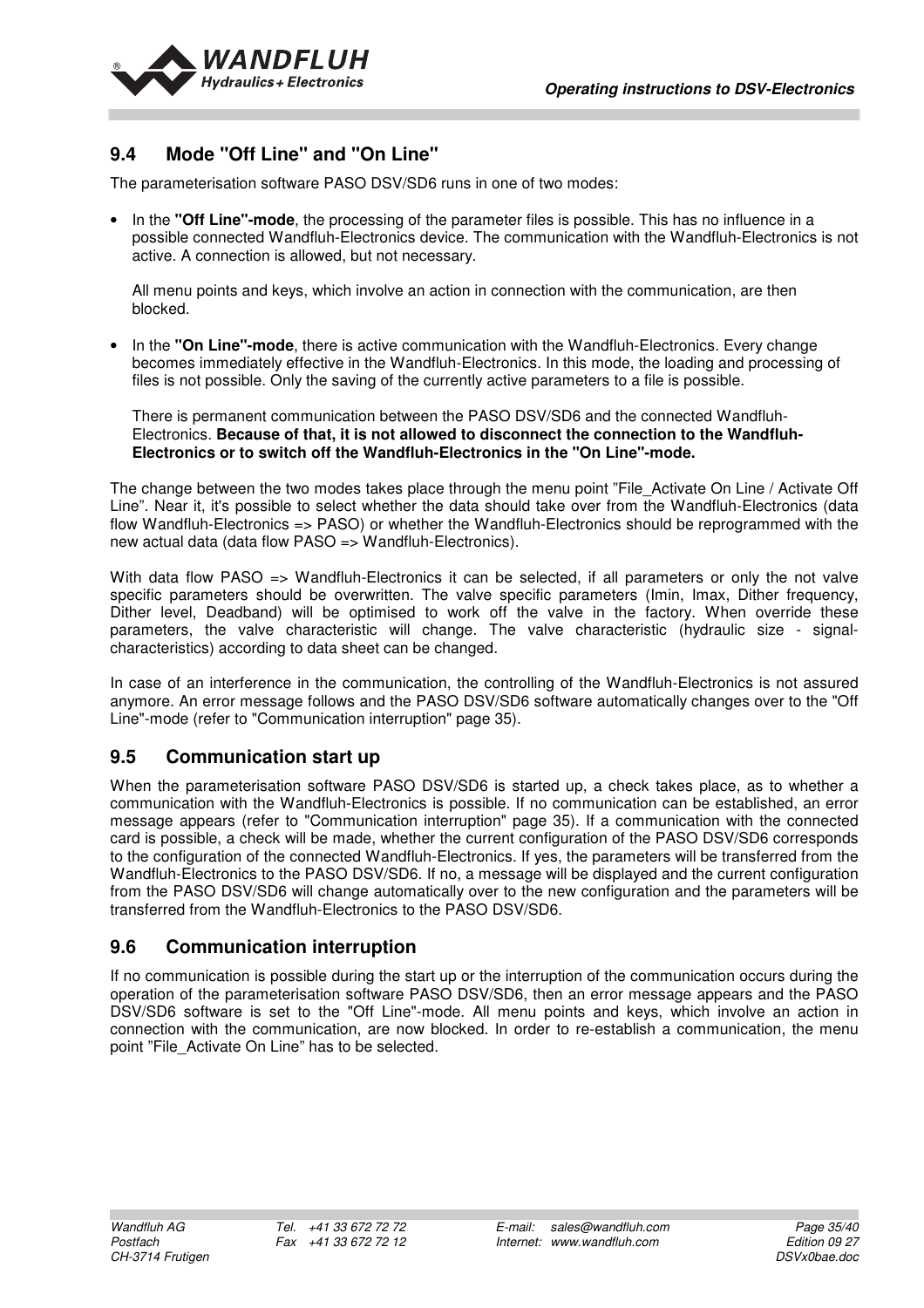## 9.4 Mode "Off Line" and "On Line"

The parameterisation software PASO DSV/SD6 runs in one of two modes:

- In the **"Off Line"-mode**, the processing of the parameter files is possible. This has no influence in a possible connected Wandfluh-Electronics device. The communication with the Wandfluh-Electronics is not active. A connection is allowed, but not necessary.

  All menu points and keys, which involve an action in connection with the communication, are then blocked.

- In the **"On Line"-mode**, there is active communication with the Wandfluh-Electronics. Every change becomes immediately effective in the Wandfluh-Electronics. In this mode, the loading and processing of files is not possible. Only the saving of the currently active parameters to a file is possible.

  There is permanent communication between the PASO DSV/SD6 and the connected Wandfluh-Electronics. **Because of that, it is not allowed to disconnect the connection to the Wandfluh-Electronics or to switch off the Wandfluh-Electronics in the "On Line"-mode.**

The change between the two modes takes place through the menu point "File_Activate On Line / Activate Off Line". Near it, it's possible to select whether the data should take over from the Wandfluh-Electronics (data flow Wandfluh-Electronics => PASO) or whether the Wandfluh-Electronics should be reprogrammed with the new actual data (data flow PASO => Wandfluh-Electronics).

With data flow PASO => Wandfluh-Electronics it can be selected, if all parameters or only the not valve specific parameters should be overwritten. The valve specific parameters (Imin, Imax, Dither frequency, Dither level, Deadband) will be optimised to work off the valve in the factory. When override these parameters, the valve characteristic will change. The valve characteristic (hydraulic size - signal-characteristics) according to data sheet can be changed.

In case of an interference in the communication, the controlling of the Wandfluh-Electronics is not assured anymore. An error message follows and the PASO DSV/SD6 software automatically changes over to the "Off Line"-mode (refer to "Communication interruption" page 35).

## 9.5 Communication start up

When the parameterisation software PASO DSV/SD6 is started up, a check takes place, as to whether a communication with the Wandfluh-Electronics is possible. If no communication can be established, an error message appears (refer to "Communication interruption" page 35). If a communication with the connected card is possible, a check will be made, whether the current configuration of the PASO DSV/SD6 corresponds to the configuration of the connected Wandfluh-Electronics. If yes, the parameters will be transferred from the Wandfluh-Electronics to the PASO DSV/SD6. If no, a message will be displayed and the current configuration from the PASO DSV/SD6 will change automatically over to the new configuration and the parameters will be transferred from the Wandfluh-Electronics to the PASO DSV/SD6.

## 9.6 Communication interruption

If no communication is possible during the start up or the interruption of the communication occurs during the operation of the parameterisation software PASO DSV/SD6, then an error message appears and the PASO DSV/SD6 software is set to the "Off Line"-mode. All menu points and keys, which involve an action in connection with the communication, are now blocked. In order to re-establish a communication, the menu point "File_Activate On Line" has to be selected.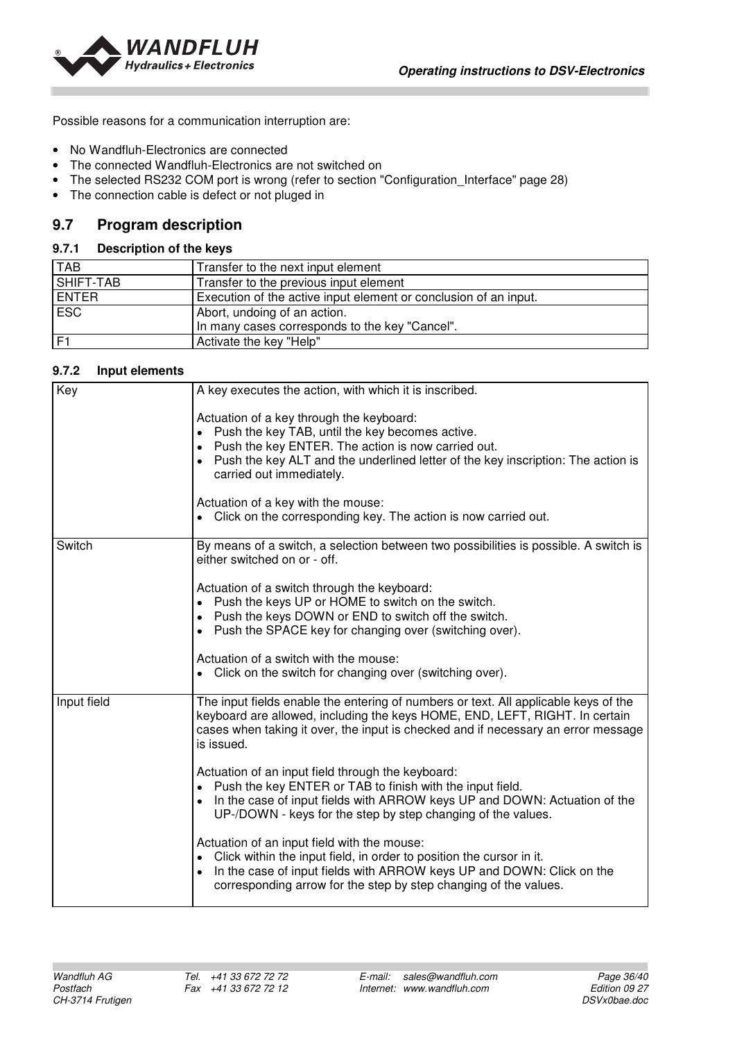Possible reasons for a communication interruption are:

- No Wandfluh-Electronics are connected
- The connected Wandfluh-Electronics are not switched on
- The selected RS232 COM port is wrong (refer to section "Configuration_Interface" page 28)
- The connection cable is defect or not pluged in

## 9.7 Program description

### 9.7.1 Description of the keys

| | |
|---|---|
| TAB | Transfer to the next input element |
| SHIFT-TAB | Transfer to the previous input element |
| ENTER | Execution of the active input element or conclusion of an input. |
| ESC | Abort, undoing of an action.<br>In many cases corresponds to the key "Cancel". |
| F1 | Activate the key "Help" |

### 9.7.2 Input elements

| | |
|---|---|
| Key | A key executes the action, with which it is inscribed.<br><br>Actuation of a key through the keyboard:<br>• Push the key TAB, until the key becomes active.<br>• Push the key ENTER. The action is now carried out.<br>• Push the key ALT and the underlined letter of the key inscription: The action is carried out immediately.<br><br>Actuation of a key with the mouse:<br>• Click on the corresponding key. The action is now carried out. |
| Switch | By means of a switch, a selection between two possibilities is possible. A switch is either switched on or - off.<br><br>Actuation of a switch through the keyboard:<br>• Push the keys UP or HOME to switch on the switch.<br>• Push the keys DOWN or END to switch off the switch.<br>• Push the SPACE key for changing over (switching over).<br><br>Actuation of a switch with the mouse:<br>• Click on the switch for changing over (switching over). |
| Input field | The input fields enable the entering of numbers or text. All applicable keys of the keyboard are allowed, including the keys HOME, END, LEFT, RIGHT. In certain cases when taking it over, the input is checked and if necessary an error message is issued.<br><br>Actuation of an input field through the keyboard:<br>• Push the key ENTER or TAB to finish with the input field.<br>• In the case of input fields with ARROW keys UP and DOWN: Actuation of the UP-/DOWN - keys for the step by step changing of the values.<br><br>Actuation of an input field with the mouse:<br>• Click within the input field, in order to position the cursor in it.<br>• In the case of input fields with ARROW keys UP and DOWN: Click on the corresponding arrow for the step by step changing of the values. |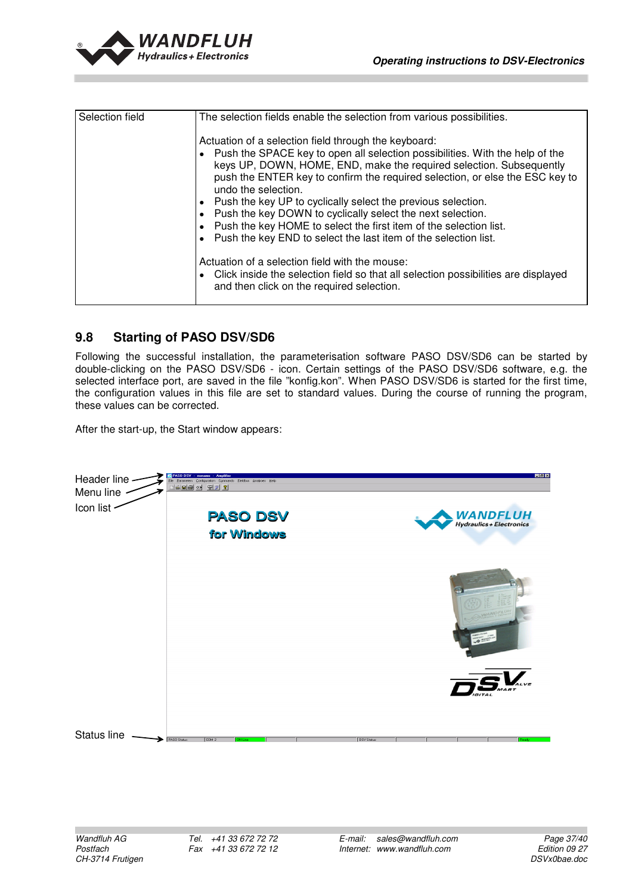| Selection field | The selection fields enable the selection from various possibilities.<br><br>Actuation of a selection field through the keyboard:<br>• Push the SPACE key to open all selection possibilities. With the help of the keys UP, DOWN, HOME, END, make the required selection. Subsequently push the ENTER key to confirm the required selection, or else the ESC key to undo the selection.<br>• Push the key UP to cyclically select the previous selection.<br>• Push the key DOWN to cyclically select the next selection.<br>• Push the key HOME to select the first item of the selection list.<br>• Push the key END to select the last item of the selection list.<br><br>Actuation of a selection field with the mouse:<br>• Click inside the selection field so that all selection possibilities are displayed and then click on the required selection. |
|---|---|

## 9.8 Starting of PASO DSV/SD6

Following the successful installation, the parameterisation software PASO DSV/SD6 can be started by double-clicking on the PASO DSV/SD6 - icon. Certain settings of the PASO DSV/SD6 software, e.g. the selected interface port, are saved in the file "konfig.kon". When PASO DSV/SD6 is started for the first time, the configuration values in this file are set to standard values. During the course of running the program, these values can be corrected.

After the start-up, the Start window appears:

Header line
Menu line
Icon list
Status line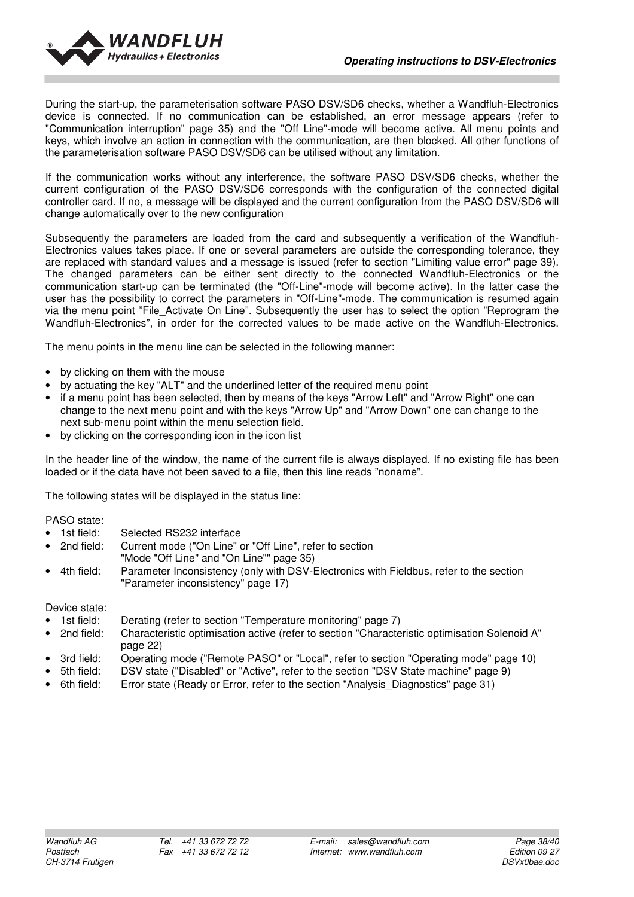During the start-up, the parameterisation software PASO DSV/SD6 checks, whether a Wandfluh-Electronics device is connected. If no communication can be established, an error message appears (refer to "Communication interruption" page 35) and the "Off Line"-mode will become active. All menu points and keys, which involve an action in connection with the communication, are then blocked. All other functions of the parameterisation software PASO DSV/SD6 can be utilised without any limitation.

If the communication works without any interference, the software PASO DSV/SD6 checks, whether the current configuration of the PASO DSV/SD6 corresponds with the configuration of the connected digital controller card. If no, a message will be displayed and the current configuration from the PASO DSV/SD6 will change automatically over to the new configuration

Subsequently the parameters are loaded from the card and subsequently a verification of the Wandfluh-Electronics values takes place. If one or several parameters are outside the corresponding tolerance, they are replaced with standard values and a message is issued (refer to section "Limiting value error" page 39). The changed parameters can be either sent directly to the connected Wandfluh-Electronics or the communication start-up can be terminated (the "Off-Line"-mode will become active). In the latter case the user has the possibility to correct the parameters in "Off-Line"-mode. The communication is resumed again via the menu point "File_Activate On Line". Subsequently the user has to select the option "Reprogram the Wandfluh-Electronics", in order for the corrected values to be made active on the Wandfluh-Electronics.

The menu points in the menu line can be selected in the following manner:

- by clicking on them with the mouse
- by actuating the key "ALT" and the underlined letter of the required menu point
- if a menu point has been selected, then by means of the keys "Arrow Left" and "Arrow Right" one can change to the next menu point and with the keys "Arrow Up" and "Arrow Down" one can change to the next sub-menu point within the menu selection field.
- by clicking on the corresponding icon in the icon list

In the header line of the window, the name of the current file is always displayed. If no existing file has been loaded or if the data have not been saved to a file, then this line reads "noname".

The following states will be displayed in the status line:

PASO state:

- 1st field: Selected RS232 interface
- 2nd field: Current mode ("On Line" or "Off Line", refer to section "Mode "Off Line" and "On Line"" page 35)
- 4th field: Parameter Inconsistency (only with DSV-Electronics with Fieldbus, refer to the section "Parameter inconsistency" page 17)

Device state:

- 1st field: Derating (refer to section "Temperature monitoring" page 7)
- 2nd field: Characteristic optimisation active (refer to section "Characteristic optimisation Solenoid A" page 22)
- 3rd field: Operating mode ("Remote PASO" or "Local", refer to section "Operating mode" page 10)
- 5th field: DSV state ("Disabled" or "Active", refer to the section "DSV State machine" page 9)
- 6th field: Error state (Ready or Error, refer to the section "Analysis_Diagnostics" page 31)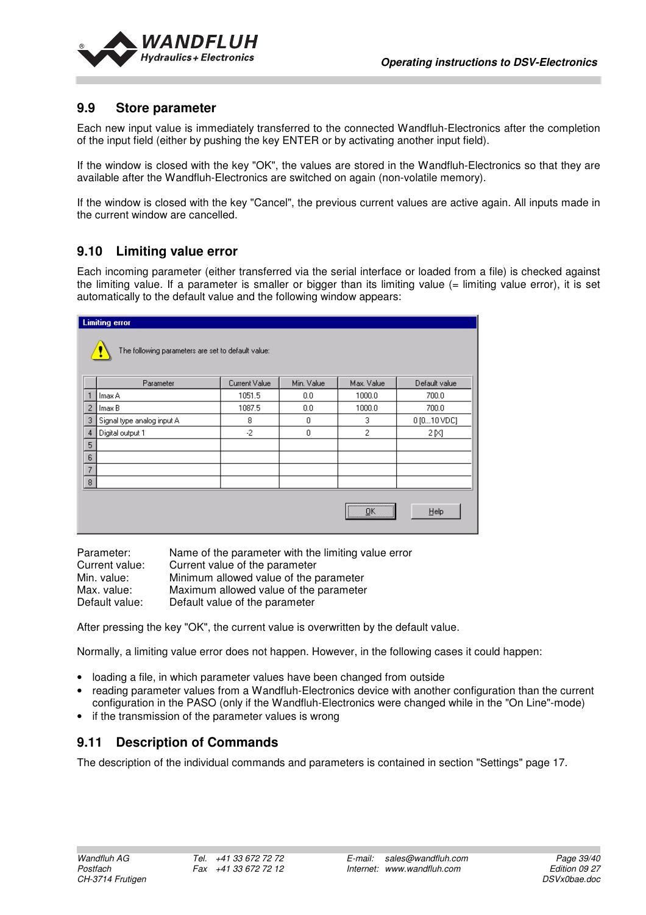## 9.9 Store parameter

Each new input value is immediately transferred to the connected Wandfluh-Electronics after the completion of the input field (either by pushing the key ENTER or by activating another input field).

If the window is closed with the key "OK", the values are stored in the Wandfluh-Electronics so that they are available after the Wandfluh-Electronics are switched on again (non-volatile memory).

If the window is closed with the key "Cancel", the previous current values are active again. All inputs made in the current window are cancelled.

## 9.10 Limiting value error

Each incoming parameter (either transferred via the serial interface or loaded from a file) is checked against the limiting value. If a parameter is smaller or bigger than its limiting value (= limiting value error), it is set automatically to the default value and the following window appears:

**Limiting error**

The following parameters are set to default value:

| | Parameter | Current Value | Min. Value | Max. Value | Default value |
|---|---|---|---|---|---|
| 1 | Imax A | 1051.5 | 0.0 | 1000.0 | 700.0 |
| 2 | Imax B | 1087.5 | 0.0 | 1000.0 | 700.0 |
| 3 | Signal type analog input A | 8 | 0 | 3 | 0 [0...10 VDC] |
| 4 | Digital output 1 | -2 | 0 | 2 | 2 [X] |
| 5 | | | | | |
| 6 | | | | | |
| 7 | | | | | |
| 8 | | | | | |

OK | Help

Parameter: Name of the parameter with the limiting value error
Current value: Current value of the parameter
Min. value: Minimum allowed value of the parameter
Max. value: Maximum allowed value of the parameter
Default value: Default value of the parameter

After pressing the key "OK", the current value is overwritten by the default value.

Normally, a limiting value error does not happen. However, in the following cases it could happen:

- loading a file, in which parameter values have been changed from outside
- reading parameter values from a Wandfluh-Electronics device with another configuration than the current configuration in the PASO (only if the Wandfluh-Electronics were changed while in the "On Line"-mode)
- if the transmission of the parameter values is wrong

## 9.11 Description of Commands

The description of the individual commands and parameters is contained in section "Settings" page 17.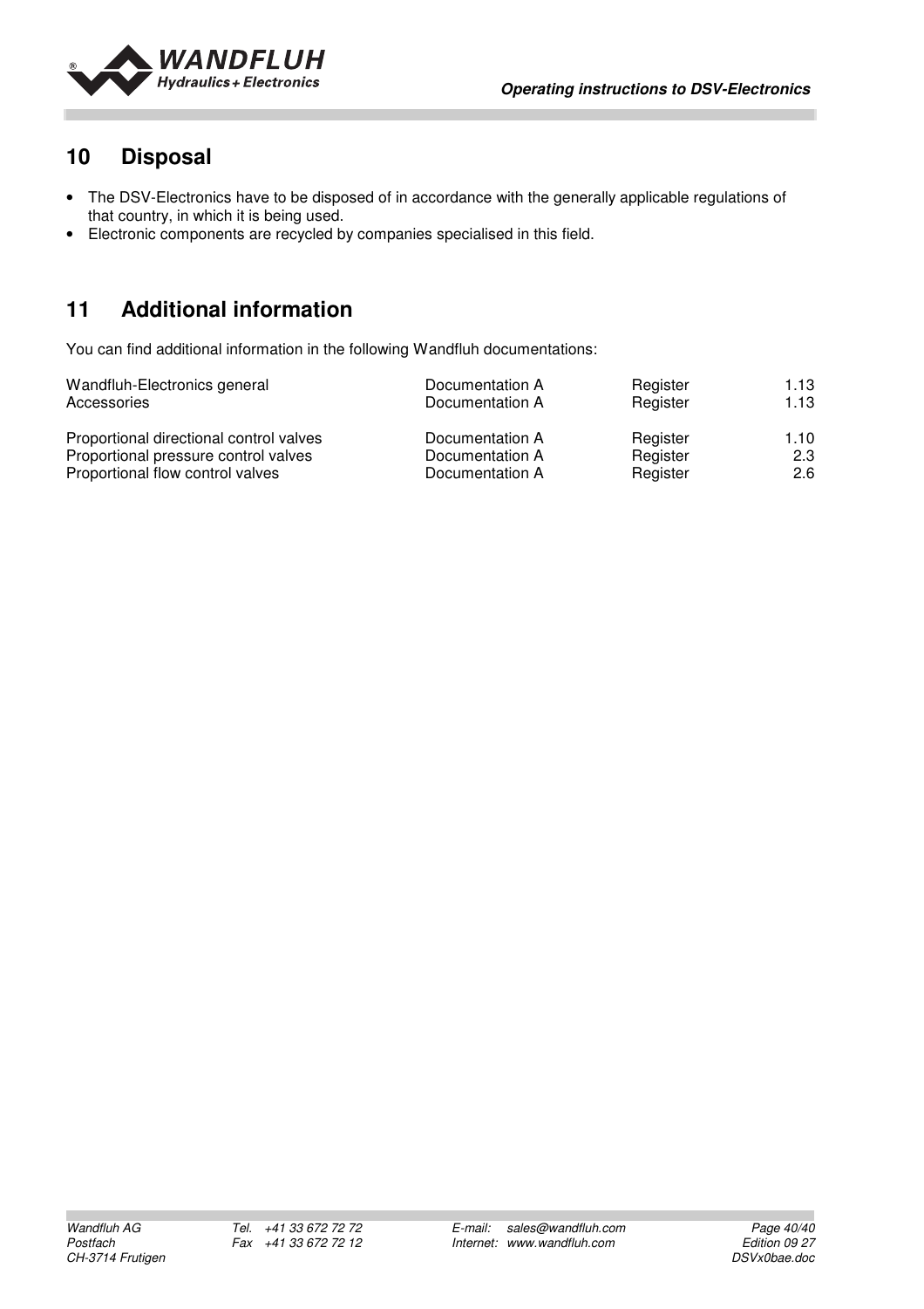## 10 Disposal

- The DSV-Electronics have to be disposed of in accordance with the generally applicable regulations of that country, in which it is being used.
- Electronic components are recycled by companies specialised in this field.

## 11 Additional information

You can find additional information in the following Wandfluh documentations:

| | | | |
|---|---|---|---|
| Wandfluh-Electronics general | Documentation A | Register | 1.13 |
| Accessories | Documentation A | Register | 1.13 |
| Proportional directional control valves | Documentation A | Register | 1.10 |
| Proportional pressure control valves | Documentation A | Register | 2.3 |
| Proportional flow control valves | Documentation A | Register | 2.6 |